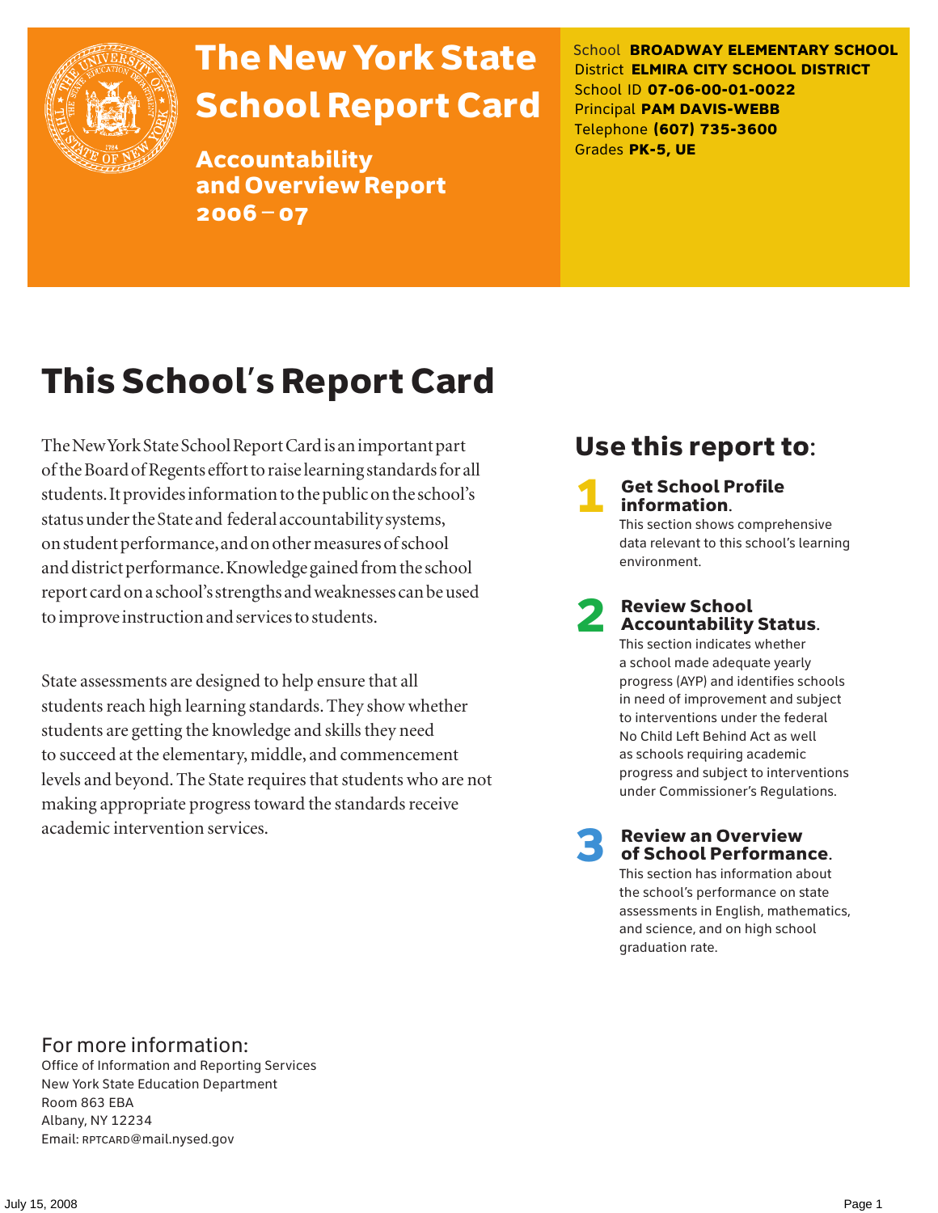# The New York State School Report Card

## Accountability and Overview Report 2006 – 07

School **BROADWAY ELEMENTARY SCHOOL**
District **ELMIRA CITY SCHOOL DISTRICT**
School ID **07-06-00-01-0022**
Principal **PAM DAVIS-WEBB**
Telephone **(607) 735-3600**
Grades **PK-5, UE**

# This School's Report Card

The New York State School Report Card is an important part of the Board of Regents effort to raise learning standards for all students. It provides information to the public on the school's status under the State and federal accountability systems, on student performance, and on other measures of school and district performance. Knowledge gained from the school report card on a school's strengths and weaknesses can be used to improve instruction and services to students.

State assessments are designed to help ensure that all students reach high learning standards. They show whether students are getting the knowledge and skills they need to succeed at the elementary, middle, and commencement levels and beyond. The State requires that students who are not making appropriate progress toward the standards receive academic intervention services.

## Use this report to:

**1 Get School Profile information.**
This section shows comprehensive data relevant to this school's learning environment.

**2 Review School Accountability Status.**
This section indicates whether a school made adequate yearly progress (AYP) and identifies schools in need of improvement and subject to interventions under the federal No Child Left Behind Act as well as schools requiring academic progress and subject to interventions under Commissioner's Regulations.

**3 Review an Overview of School Performance.**
This section has information about the school's performance on state assessments in English, mathematics, and science, and on high school graduation rate.

## For more information:

Office of Information and Reporting Services
New York State Education Department
Room 863 EBA
Albany, NY 12234
Email: RPTCARD@mail.nysed.gov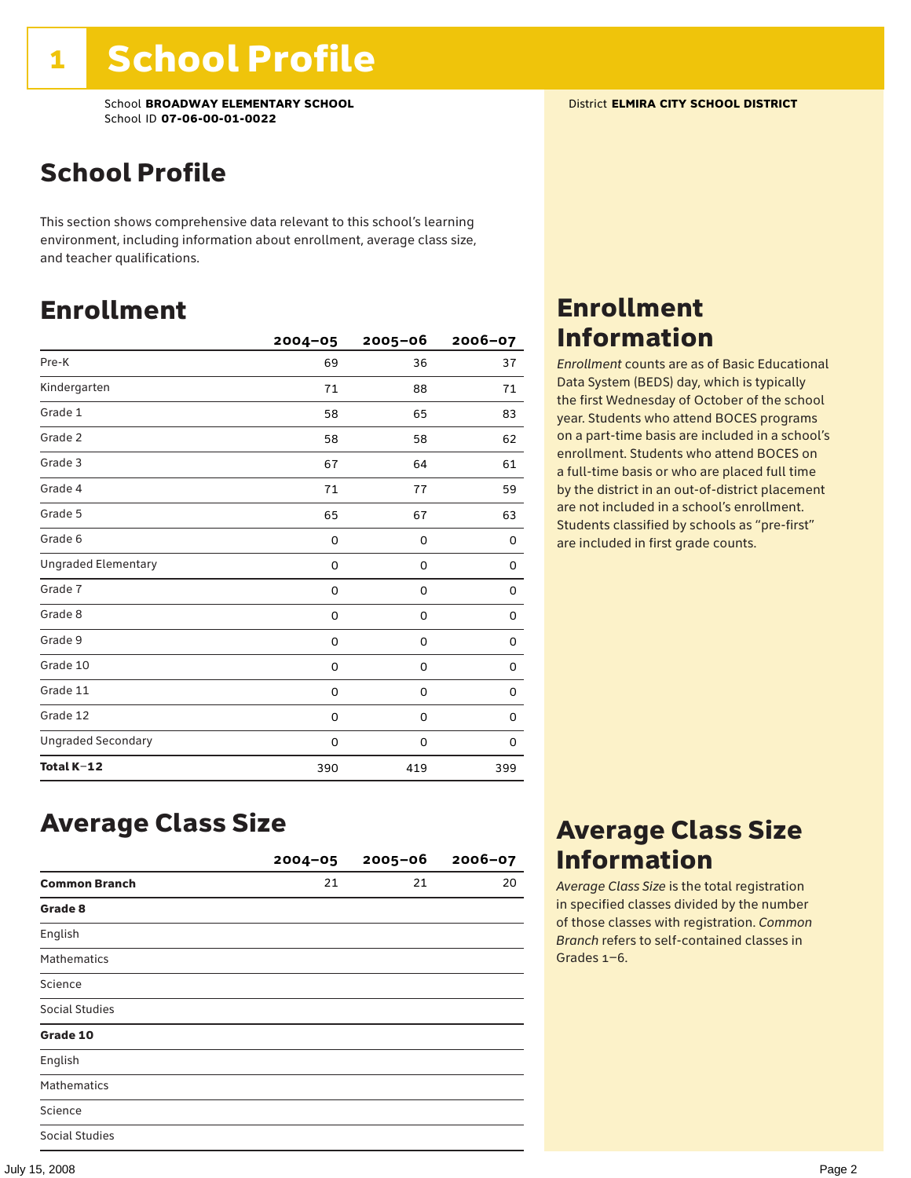# 1 School Profile

School **BROADWAY ELEMENTARY SCHOOL**
School ID **07-06-00-01-0022**

District **ELMIRA CITY SCHOOL DISTRICT**

## School Profile

This section shows comprehensive data relevant to this school's learning environment, including information about enrollment, average class size, and teacher qualifications.

## Enrollment

| | 2004–05 | 2005–06 | 2006–07 |
|---|---|---|---|
| Pre-K | 69 | 36 | 37 |
| Kindergarten | 71 | 88 | 71 |
| Grade 1 | 58 | 65 | 83 |
| Grade 2 | 58 | 58 | 62 |
| Grade 3 | 67 | 64 | 61 |
| Grade 4 | 71 | 77 | 59 |
| Grade 5 | 65 | 67 | 63 |
| Grade 6 | 0 | 0 | 0 |
| Ungraded Elementary | 0 | 0 | 0 |
| Grade 7 | 0 | 0 | 0 |
| Grade 8 | 0 | 0 | 0 |
| Grade 9 | 0 | 0 | 0 |
| Grade 10 | 0 | 0 | 0 |
| Grade 11 | 0 | 0 | 0 |
| Grade 12 | 0 | 0 | 0 |
| Ungraded Secondary | 0 | 0 | 0 |
| **Total K–12** | 390 | 419 | 399 |

## Enrollment Information

*Enrollment* counts are as of Basic Educational Data System (BEDS) day, which is typically the first Wednesday of October of the school year. Students who attend BOCES programs on a part-time basis are included in a school's enrollment. Students who attend BOCES on a full-time basis or who are placed full time by the district in an out-of-district placement are not included in a school's enrollment. Students classified by schools as "pre-first" are included in first grade counts.

## Average Class Size

| | 2004–05 | 2005–06 | 2006–07 |
|---|---|---|---|
| **Common Branch** | 21 | 21 | 20 |
| **Grade 8** | | | |
| English | | | |
| Mathematics | | | |
| Science | | | |
| Social Studies | | | |
| **Grade 10** | | | |
| English | | | |
| Mathematics | | | |
| Science | | | |
| Social Studies | | | |

## Average Class Size Information

*Average Class Size* is the total registration in specified classes divided by the number of those classes with registration. *Common Branch* refers to self-contained classes in Grades 1–6.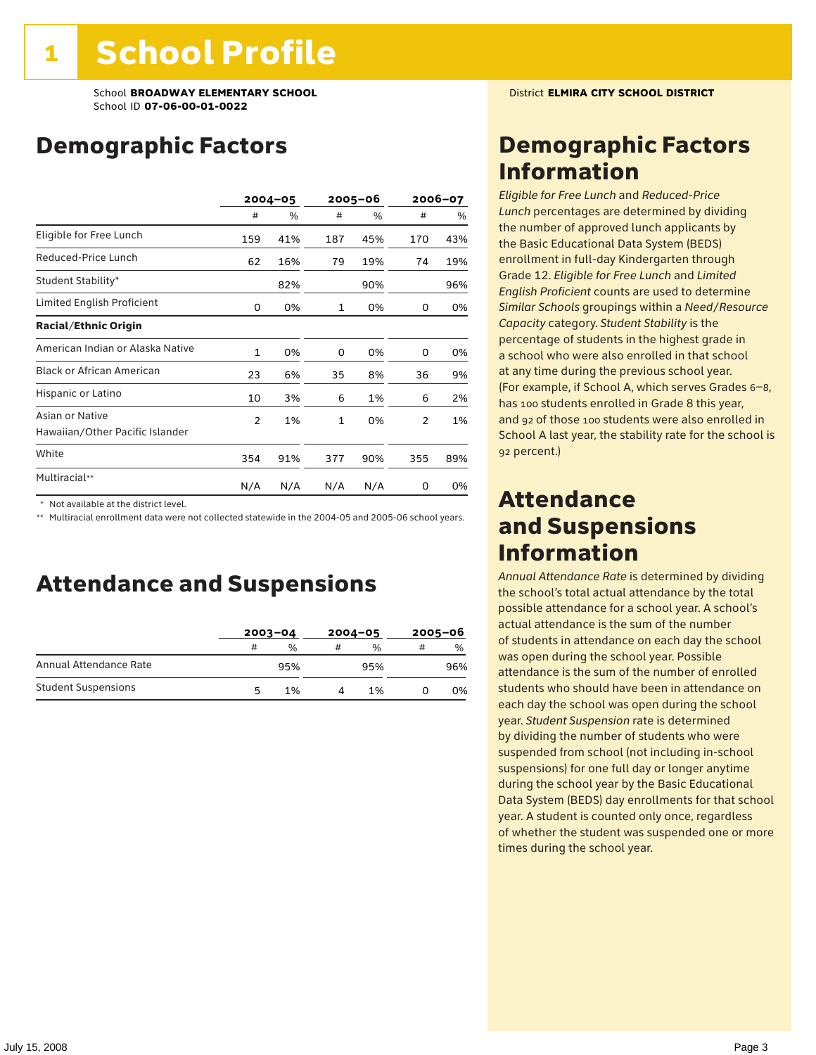# 1 School Profile

School **BROADWAY ELEMENTARY SCHOOL**
School ID **07-06-00-01-0022**

District **ELMIRA CITY SCHOOL DISTRICT**

## Demographic Factors

| | 2004–05 | | 2005–06 | | 2006–07 | |
|---|---|---|---|---|---|---|
| | # | % | # | % | # | % |
| Eligible for Free Lunch | 159 | 41% | 187 | 45% | 170 | 43% |
| Reduced-Price Lunch | 62 | 16% | 79 | 19% | 74 | 19% |
| Student Stability* | | 82% | | 90% | | 96% |
| Limited English Proficient | 0 | 0% | 1 | 0% | 0 | 0% |
| **Racial/Ethnic Origin** | | | | | | |
| American Indian or Alaska Native | 1 | 0% | 0 | 0% | 0 | 0% |
| Black or African American | 23 | 6% | 35 | 8% | 36 | 9% |
| Hispanic or Latino | 10 | 3% | 6 | 1% | 6 | 2% |
| Asian or Native Hawaiian/Other Pacific Islander | 2 | 1% | 1 | 0% | 2 | 1% |
| White | 354 | 91% | 377 | 90% | 355 | 89% |
| Multiracial** | N/A | N/A | N/A | N/A | 0 | 0% |

\* Not available at the district level.
\** Multiracial enrollment data were not collected statewide in the 2004-05 and 2005-06 school years.

## Attendance and Suspensions

| | 2003–04 | | 2004–05 | | 2005–06 | |
|---|---|---|---|---|---|---|
| | # | % | # | % | # | % |
| Annual Attendance Rate | | 95% | | 95% | | 96% |
| Student Suspensions | 5 | 1% | 4 | 1% | 0 | 0% |

## Demographic Factors Information

*Eligible for Free Lunch* and *Reduced-Price Lunch* percentages are determined by dividing the number of approved lunch applicants by the Basic Educational Data System (BEDS) enrollment in full-day Kindergarten through Grade 12. *Eligible for Free Lunch* and *Limited English Proficient* counts are used to determine *Similar Schools* groupings within a *Need/Resource Capacity* category. *Student Stability* is the percentage of students in the highest grade in a school who were also enrolled in that school at any time during the previous school year. (For example, if School A, which serves Grades 6–8, has 100 students enrolled in Grade 8 this year, and 92 of those 100 students were also enrolled in School A last year, the stability rate for the school is 92 percent.)

## Attendance and Suspensions Information

*Annual Attendance Rate* is determined by dividing the school's total actual attendance by the total possible attendance for a school year. A school's actual attendance is the sum of the number of students in attendance on each day the school was open during the school year. Possible attendance is the sum of the number of enrolled students who should have been in attendance on each day the school was open during the school year. *Student Suspension* rate is determined by dividing the number of students who were suspended from school (not including in-school suspensions) for one full day or longer anytime during the school year by the Basic Educational Data System (BEDS) day enrollments for that school year. A student is counted only once, regardless of whether the student was suspended one or more times during the school year.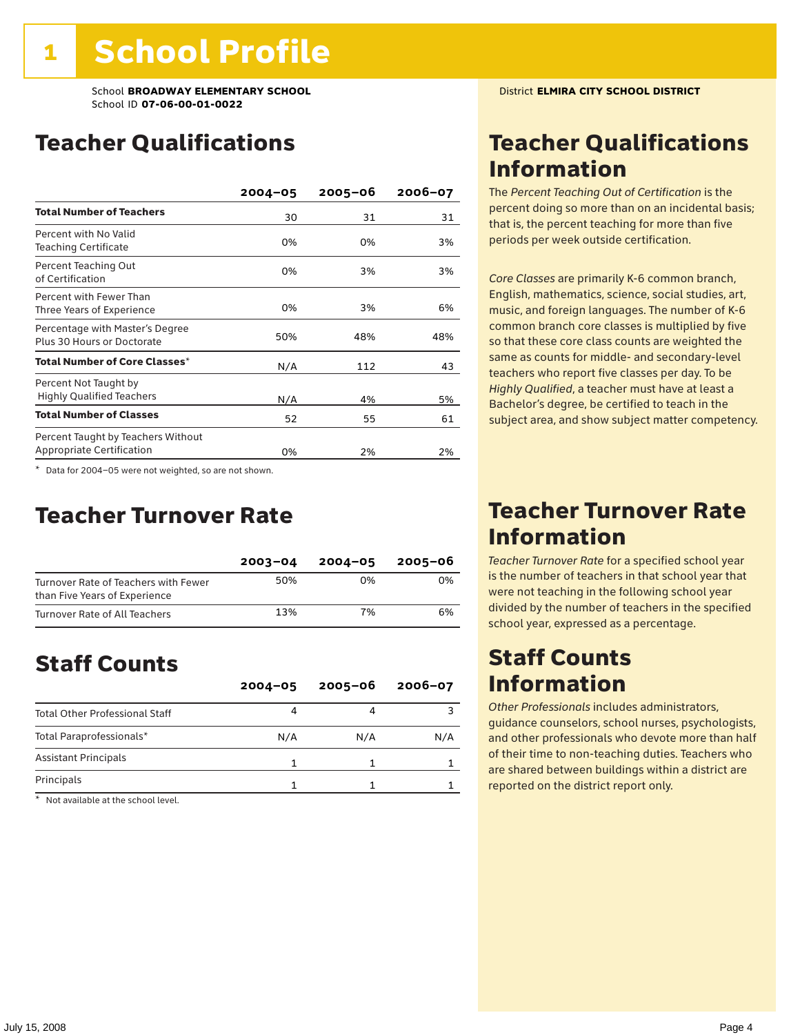# 1 School Profile

School **BROADWAY ELEMENTARY SCHOOL**
School ID **07-06-00-01-0022**

District **ELMIRA CITY SCHOOL DISTRICT**

## Teacher Qualifications

| | 2004–05 | 2005–06 | 2006–07 |
|---|---|---|---|
| **Total Number of Teachers** | 30 | 31 | 31 |
| Percent with No Valid Teaching Certificate | 0% | 0% | 3% |
| Percent Teaching Out of Certification | 0% | 3% | 3% |
| Percent with Fewer Than Three Years of Experience | 0% | 3% | 6% |
| Percentage with Master's Degree Plus 30 Hours or Doctorate | 50% | 48% | 48% |
| **Total Number of Core Classes*** | N/A | 112 | 43 |
| Percent Not Taught by Highly Qualified Teachers | N/A | 4% | 5% |
| **Total Number of Classes** | 52 | 55 | 61 |
| Percent Taught by Teachers Without Appropriate Certification | 0% | 2% | 2% |

\* Data for 2004–05 were not weighted, so are not shown.

## Teacher Turnover Rate

| | 2003–04 | 2004–05 | 2005–06 |
|---|---|---|---|
| Turnover Rate of Teachers with Fewer than Five Years of Experience | 50% | 0% | 0% |
| Turnover Rate of All Teachers | 13% | 7% | 6% |

## Staff Counts

| | 2004–05 | 2005–06 | 2006–07 |
|---|---|---|---|
| Total Other Professional Staff | 4 | 4 | 3 |
| Total Paraprofessionals* | N/A | N/A | N/A |
| Assistant Principals | 1 | 1 | 1 |
| Principals | 1 | 1 | 1 |

\* Not available at the school level.

## Teacher Qualifications Information

The *Percent Teaching Out of Certification* is the percent doing so more than on an incidental basis; that is, the percent teaching for more than five periods per week outside certification.

*Core Classes* are primarily K-6 common branch, English, mathematics, science, social studies, art, music, and foreign languages. The number of K-6 common branch core classes is multiplied by five so that these core class counts are weighted the same as counts for middle- and secondary-level teachers who report five classes per day. To be *Highly Qualified*, a teacher must have at least a Bachelor's degree, be certified to teach in the subject area, and show subject matter competency.

## Teacher Turnover Rate Information

*Teacher Turnover Rate* for a specified school year is the number of teachers in that school year that were not teaching in the following school year divided by the number of teachers in the specified school year, expressed as a percentage.

## Staff Counts Information

*Other Professionals* includes administrators, guidance counselors, school nurses, psychologists, and other professionals who devote more than half of their time to non-teaching duties. Teachers who are shared between buildings within a district are reported on the district report only.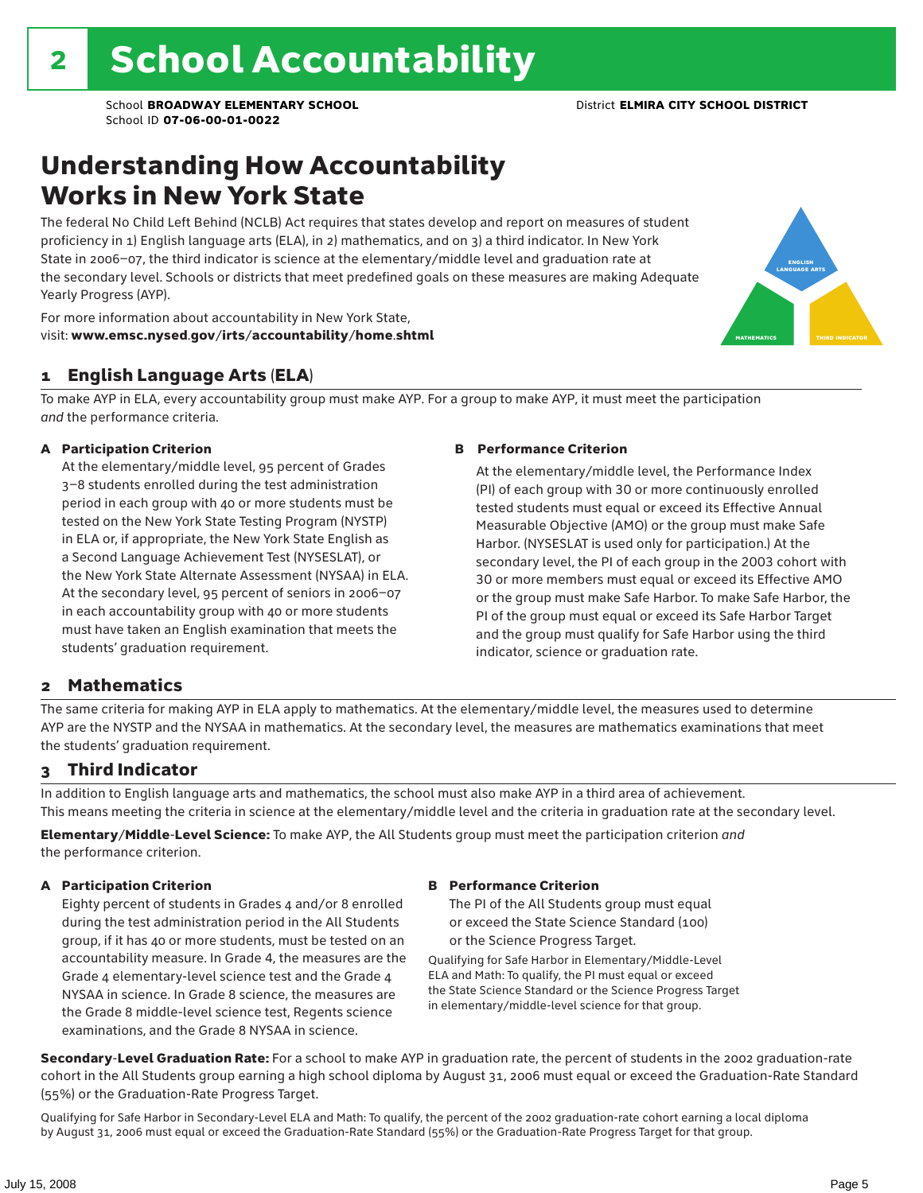# 2 School Accountability

School **BROADWAY ELEMENTARY SCHOOL** District **ELMIRA CITY SCHOOL DISTRICT**
School ID **07-06-00-01-0022**

## Understanding How Accountability Works in New York State

The federal No Child Left Behind (NCLB) Act requires that states develop and report on measures of student proficiency in 1) English language arts (ELA), in 2) mathematics, and on 3) a third indicator. In New York State in 2006–07, the third indicator is science at the elementary/middle level and graduation rate at the secondary level. Schools or districts that meet predefined goals on these measures are making Adequate Yearly Progress (AYP).

For more information about accountability in New York State, visit: **www.emsc.nysed.gov/irts/accountability/home.shtml**

ENGLISH LANGUAGE ARTS

MATHEMATICS

THIRD INDICATOR

### 1 English Language Arts (ELA)

To make AYP in ELA, every accountability group must make AYP. For a group to make AYP, it must meet the participation *and* the performance criteria.

**A Participation Criterion**

At the elementary/middle level, 95 percent of Grades 3–8 students enrolled during the test administration period in each group with 40 or more students must be tested on the New York State Testing Program (NYSTP) in ELA or, if appropriate, the New York State English as a Second Language Achievement Test (NYSESLAT), or the New York State Alternate Assessment (NYSAA) in ELA. At the secondary level, 95 percent of seniors in 2006–07 in each accountability group with 40 or more students must have taken an English examination that meets the students' graduation requirement.

**B Performance Criterion**

At the elementary/middle level, the Performance Index (PI) of each group with 30 or more continuously enrolled tested students must equal or exceed its Effective Annual Measurable Objective (AMO) or the group must make Safe Harbor. (NYSESLAT is used only for participation.) At the secondary level, the PI of each group in the 2003 cohort with 30 or more members must equal or exceed its Effective AMO or the group must make Safe Harbor. To make Safe Harbor, the PI of the group must equal or exceed its Safe Harbor Target and the group must qualify for Safe Harbor using the third indicator, science or graduation rate.

### 2 Mathematics

The same criteria for making AYP in ELA apply to mathematics. At the elementary/middle level, the measures used to determine AYP are the NYSTP and the NYSAA in mathematics. At the secondary level, the measures are mathematics examinations that meet the students' graduation requirement.

### 3 Third Indicator

In addition to English language arts and mathematics, the school must also make AYP in a third area of achievement. This means meeting the criteria in science at the elementary/middle level and the criteria in graduation rate at the secondary level.

**Elementary/Middle-Level Science:** To make AYP, the All Students group must meet the participation criterion *and* the performance criterion.

**A Participation Criterion**

Eighty percent of students in Grades 4 and/or 8 enrolled during the test administration period in the All Students group, if it has 40 or more students, must be tested on an accountability measure. In Grade 4, the measures are the Grade 4 elementary-level science test and the Grade 4 NYSAA in science. In Grade 8 science, the measures are the Grade 8 middle-level science test, Regents science examinations, and the Grade 8 NYSAA in science.

**B Performance Criterion**

The PI of the All Students group must equal or exceed the State Science Standard (100) or the Science Progress Target.

Qualifying for Safe Harbor in Elementary/Middle-Level ELA and Math: To qualify, the PI must equal or exceed the State Science Standard or the Science Progress Target in elementary/middle-level science for that group.

**Secondary-Level Graduation Rate:** For a school to make AYP in graduation rate, the percent of students in the 2002 graduation-rate cohort in the All Students group earning a high school diploma by August 31, 2006 must equal or exceed the Graduation-Rate Standard (55%) or the Graduation-Rate Progress Target.

Qualifying for Safe Harbor in Secondary-Level ELA and Math: To qualify, the percent of the 2002 graduation-rate cohort earning a local diploma by August 31, 2006 must equal or exceed the Graduation-Rate Standard (55%) or the Graduation-Rate Progress Target for that group.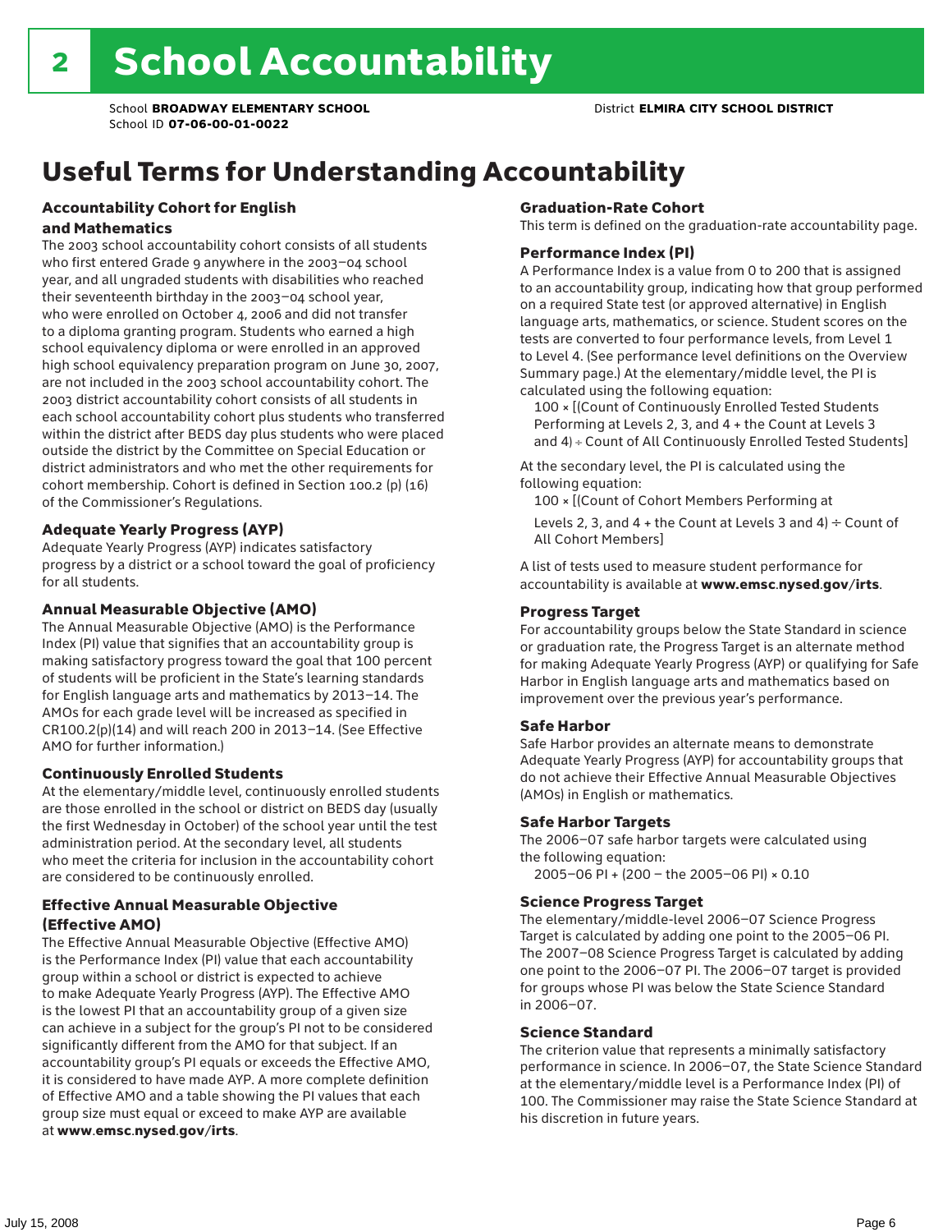# 2 School Accountability

School **BROADWAY ELEMENTARY SCHOOL**
School ID **07-06-00-01-0022**
District **ELMIRA CITY SCHOOL DISTRICT**

## Useful Terms for Understanding Accountability

### Accountability Cohort for English and Mathematics

The 2003 school accountability cohort consists of all students who first entered Grade 9 anywhere in the 2003–04 school year, and all ungraded students with disabilities who reached their seventeenth birthday in the 2003–04 school year, who were enrolled on October 4, 2006 and did not transfer to a diploma granting program. Students who earned a high school equivalency diploma or were enrolled in an approved high school equivalency preparation program on June 30, 2007, are not included in the 2003 school accountability cohort. The 2003 district accountability cohort consists of all students in each school accountability cohort plus students who transferred within the district after BEDS day plus students who were placed outside the district by the Committee on Special Education or district administrators and who met the other requirements for cohort membership. Cohort is defined in Section 100.2 (p) (16) of the Commissioner's Regulations.

### Adequate Yearly Progress (AYP)

Adequate Yearly Progress (AYP) indicates satisfactory progress by a district or a school toward the goal of proficiency for all students.

### Annual Measurable Objective (AMO)

The Annual Measurable Objective (AMO) is the Performance Index (PI) value that signifies that an accountability group is making satisfactory progress toward the goal that 100 percent of students will be proficient in the State's learning standards for English language arts and mathematics by 2013–14. The AMOs for each grade level will be increased as specified in CR100.2(p)(14) and will reach 200 in 2013–14. (See Effective AMO for further information.)

### Continuously Enrolled Students

At the elementary/middle level, continuously enrolled students are those enrolled in the school or district on BEDS day (usually the first Wednesday in October) of the school year until the test administration period. At the secondary level, all students who meet the criteria for inclusion in the accountability cohort are considered to be continuously enrolled.

### Effective Annual Measurable Objective (Effective AMO)

The Effective Annual Measurable Objective (Effective AMO) is the Performance Index (PI) value that each accountability group within a school or district is expected to achieve to make Adequate Yearly Progress (AYP). The Effective AMO is the lowest PI that an accountability group of a given size can achieve in a subject for the group's PI not to be considered significantly different from the AMO for that subject. If an accountability group's PI equals or exceeds the Effective AMO, it is considered to have made AYP. A more complete definition of Effective AMO and a table showing the PI values that each group size must equal or exceed to make AYP are available at **www.emsc.nysed.gov/irts**.

### Graduation-Rate Cohort

This term is defined on the graduation-rate accountability page.

### Performance Index (PI)

A Performance Index is a value from 0 to 200 that is assigned to an accountability group, indicating how that group performed on a required State test (or approved alternative) in English language arts, mathematics, or science. Student scores on the tests are converted to four performance levels, from Level 1 to Level 4. (See performance level definitions on the Overview Summary page.) At the elementary/middle level, the PI is calculated using the following equation:

100 × [(Count of Continuously Enrolled Tested Students Performing at Levels 2, 3, and 4 + the Count at Levels 3 and 4) ÷ Count of All Continuously Enrolled Tested Students]

At the secondary level, the PI is calculated using the following equation:

100 × [(Count of Cohort Members Performing at Levels 2, 3, and 4 + the Count at Levels 3 and 4) ÷ Count of All Cohort Members]

A list of tests used to measure student performance for accountability is available at **www.emsc.nysed.gov/irts**.

### Progress Target

For accountability groups below the State Standard in science or graduation rate, the Progress Target is an alternate method for making Adequate Yearly Progress (AYP) or qualifying for Safe Harbor in English language arts and mathematics based on improvement over the previous year's performance.

### Safe Harbor

Safe Harbor provides an alternate means to demonstrate Adequate Yearly Progress (AYP) for accountability groups that do not achieve their Effective Annual Measurable Objectives (AMOs) in English or mathematics.

### Safe Harbor Targets

The 2006–07 safe harbor targets were calculated using the following equation:

2005–06 PI + (200 – the 2005–06 PI) × 0.10

### Science Progress Target

The elementary/middle-level 2006–07 Science Progress Target is calculated by adding one point to the 2005–06 PI. The 2007–08 Science Progress Target is calculated by adding one point to the 2006–07 PI. The 2006–07 target is provided for groups whose PI was below the State Science Standard in 2006–07.

### Science Standard

The criterion value that represents a minimally satisfactory performance in science. In 2006–07, the State Science Standard at the elementary/middle level is a Performance Index (PI) of 100. The Commissioner may raise the State Science Standard at his discretion in future years.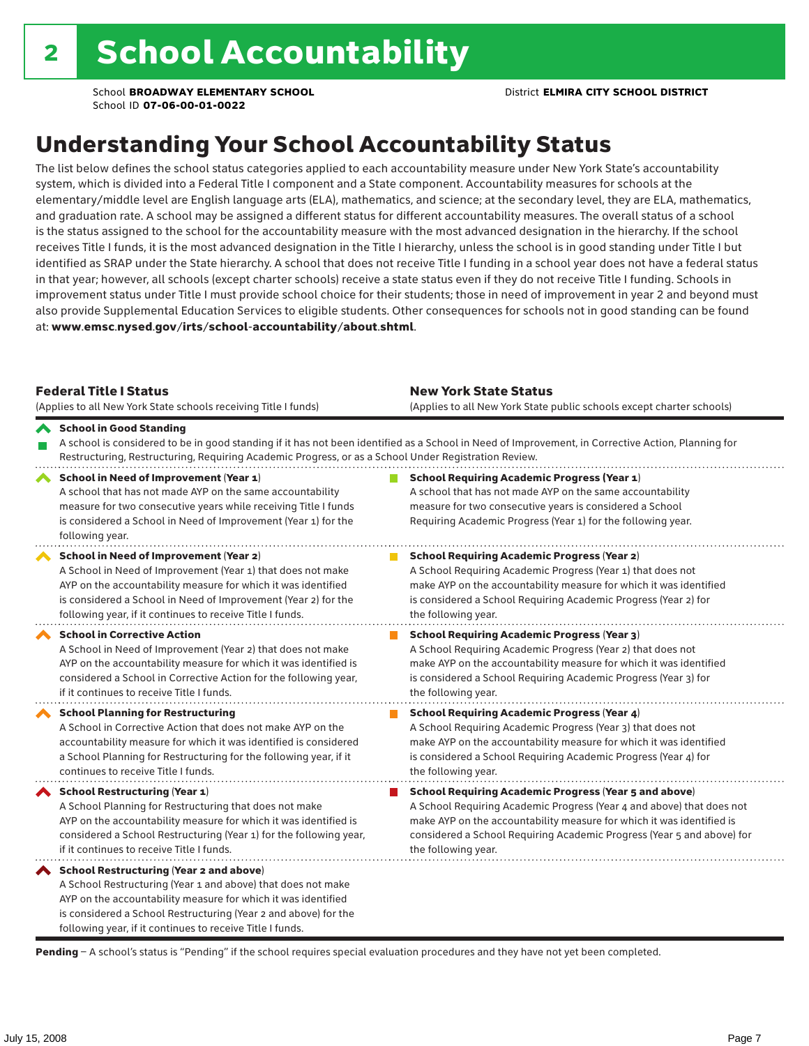# 2 School Accountability

School **BROADWAY ELEMENTARY SCHOOL**
School ID **07-06-00-01-0022**

District **ELMIRA CITY SCHOOL DISTRICT**

## Understanding Your School Accountability Status

The list below defines the school status categories applied to each accountability measure under New York State's accountability system, which is divided into a Federal Title I component and a State component. Accountability measures for schools at the elementary/middle level are English language arts (ELA), mathematics, and science; at the secondary level, they are ELA, mathematics, and graduation rate. A school may be assigned a different status for different accountability measures. The overall status of a school is the status assigned to the school for the accountability measure with the most advanced designation in the hierarchy. If the school receives Title I funds, it is the most advanced designation in the Title I hierarchy, unless the school is in good standing under Title I but identified as SRAP under the State hierarchy. A school that does not receive Title I funding in a school year does not have a federal status in that year; however, all schools (except charter schools) receive a state status even if they do not receive Title I funding. Schools in improvement status under Title I must provide school choice for their students; those in need of improvement in year 2 and beyond must also provide Supplemental Education Services to eligible students. Other consequences for schools not in good standing can be found at: **www.emsc.nysed.gov/irts/school-accountability/about.shtml**.

| **Federal Title I Status** (Applies to all New York State schools receiving Title I funds) | **New York State Status** (Applies to all New York State public schools except charter schools) |
|---|---|
| **School in Good Standing** A school is considered to be in good standing if it has not been identified as a School in Need of Improvement, in Corrective Action, Planning for Restructuring, Restructuring, Requiring Academic Progress, or as a School Under Registration Review. | |
| **School in Need of Improvement (Year 1)** A school that has not made AYP on the same accountability measure for two consecutive years while receiving Title I funds is considered a School in Need of Improvement (Year 1) for the following year. | **School Requiring Academic Progress (Year 1)** A school that has not made AYP on the same accountability measure for two consecutive years is considered a School Requiring Academic Progress (Year 1) for the following year. |
| **School in Need of Improvement (Year 2)** A School in Need of Improvement (Year 1) that does not make AYP on the accountability measure for which it was identified is considered a School in Need of Improvement (Year 2) for the following year, if it continues to receive Title I funds. | **School Requiring Academic Progress (Year 2)** A School Requiring Academic Progress (Year 1) that does not make AYP on the accountability measure for which it was identified is considered a School Requiring Academic Progress (Year 2) for the following year. |
| **School in Corrective Action** A School in Need of Improvement (Year 2) that does not make AYP on the accountability measure for which it was identified is considered a School in Corrective Action for the following year, if it continues to receive Title I funds. | **School Requiring Academic Progress (Year 3)** A School Requiring Academic Progress (Year 2) that does not make AYP on the accountability measure for which it was identified is considered a School Requiring Academic Progress (Year 3) for the following year. |
| **School Planning for Restructuring** A School in Corrective Action that does not make AYP on the accountability measure for which it was identified is considered a School Planning for Restructuring for the following year, if it continues to receive Title I funds. | **School Requiring Academic Progress (Year 4)** A School Requiring Academic Progress (Year 3) that does not make AYP on the accountability measure for which it was identified is considered a School Requiring Academic Progress (Year 4) for the following year. |
| **School Restructuring (Year 1)** A School Planning for Restructuring that does not make AYP on the accountability measure for which it was identified is considered a School Restructuring (Year 1) for the following year, if it continues to receive Title I funds. | **School Requiring Academic Progress (Year 5 and above)** A School Requiring Academic Progress (Year 4 and above) that does not make AYP on the accountability measure for which it was identified is considered a School Requiring Academic Progress (Year 5 and above) for the following year. |
| **School Restructuring (Year 2 and above)** A School Restructuring (Year 1 and above) that does not make AYP on the accountability measure for which it was identified is considered a School Restructuring (Year 2 and above) for the following year, if it continues to receive Title I funds. | |

**Pending** – A school's status is "Pending" if the school requires special evaluation procedures and they have not yet been completed.

July 15, 2008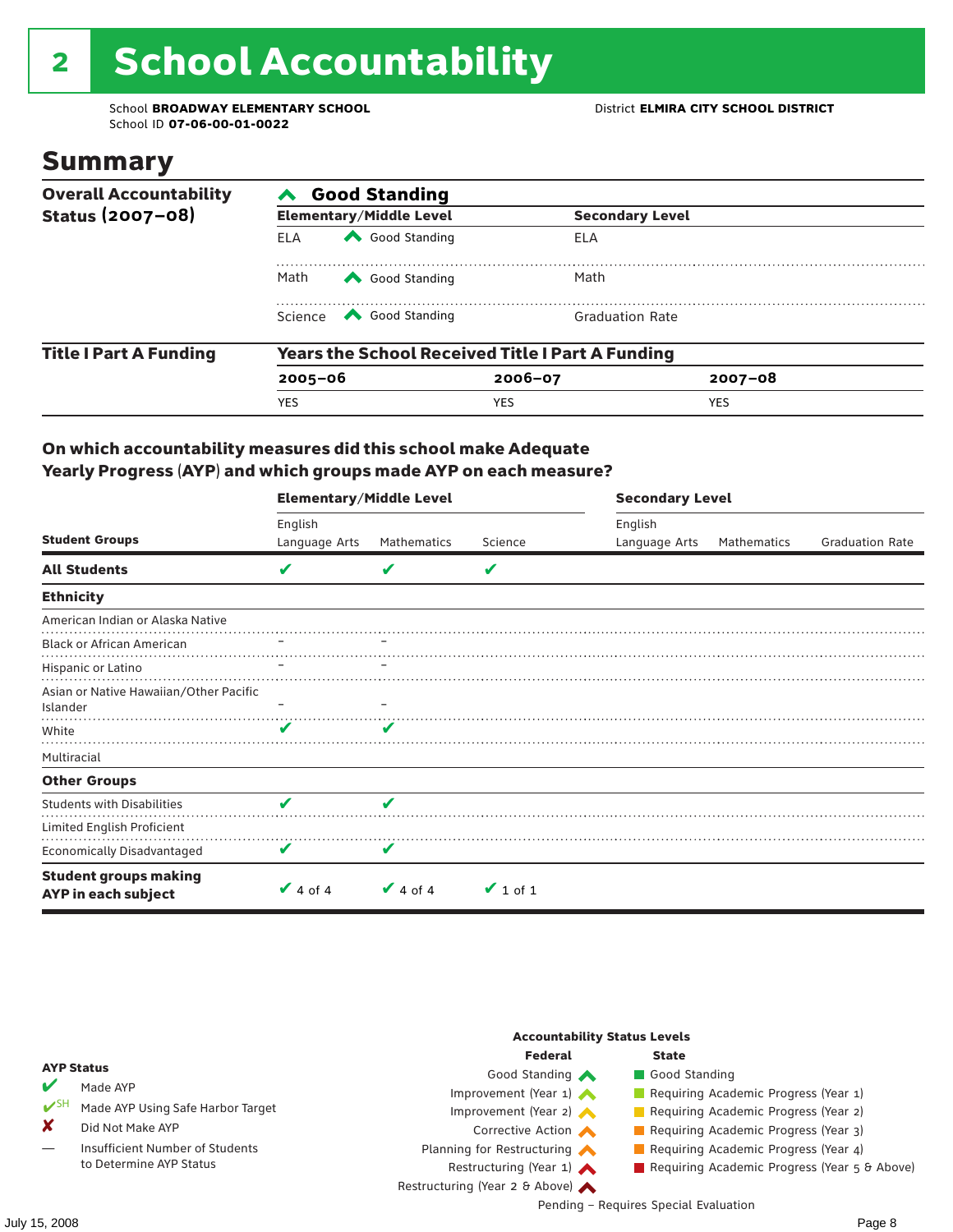# 2 School Accountability

School **BROADWAY ELEMENTARY SCHOOL**
School ID **07-06-00-01-0022**

District **ELMIRA CITY SCHOOL DISTRICT**

## Summary

| Overall Accountability Status (2007–08) | Good Standing | | |
|---|---|---|---|
| | **Elementary/Middle Level** | | **Secondary Level** |
| | ELA | Good Standing | ELA |
| | Math | Good Standing | Math |
| | Science | Good Standing | Graduation Rate |

| Title I Part A Funding | Years the School Received Title I Part A Funding | | |
|---|---|---|---|
| | **2005–06** | **2006–07** | **2007–08** |
| | YES | YES | YES |

### On which accountability measures did this school make Adequate Yearly Progress (AYP) and which groups made AYP on each measure?

| Student Groups | Elementary/Middle Level: English Language Arts | Elementary/Middle Level: Mathematics | Elementary/Middle Level: Science | Secondary Level: English Language Arts | Secondary Level: Mathematics | Secondary Level: Graduation Rate |
|---|---|---|---|---|---|---|
| **All Students** | ✔ | ✔ | ✔ | | | |
| **Ethnicity** | | | | | | |
| American Indian or Alaska Native | | | | | | |
| Black or African American | – | – | | | | |
| Hispanic or Latino | – | – | | | | |
| Asian or Native Hawaiian/Other Pacific Islander | – | – | | | | |
| White | ✔ | ✔ | | | | |
| Multiracial | | | | | | |
| **Other Groups** | | | | | | |
| Students with Disabilities | ✔ | ✔ | | | | |
| Limited English Proficient | | | | | | |
| Economically Disadvantaged | ✔ | ✔ | | | | |
| **Student groups making AYP in each subject** | ✔ 4 of 4 | ✔ 4 of 4 | ✔ 1 of 1 | | | |

**AYP Status**

- ✔ Made AYP
- ✔SH Made AYP Using Safe Harbor Target
- ✘ Did Not Make AYP
- — Insufficient Number of Students to Determine AYP Status

**Accountability Status Levels**

| Federal | State |
|---|---|
| Good Standing | Good Standing |
| Improvement (Year 1) | Requiring Academic Progress (Year 1) |
| Improvement (Year 2) | Requiring Academic Progress (Year 2) |
| Corrective Action | Requiring Academic Progress (Year 3) |
| Planning for Restructuring | Requiring Academic Progress (Year 4) |
| Restructuring (Year 1) | Requiring Academic Progress (Year 5 & Above) |
| Restructuring (Year 2 & Above) | |

Pending – Requires Special Evaluation

July 15, 2008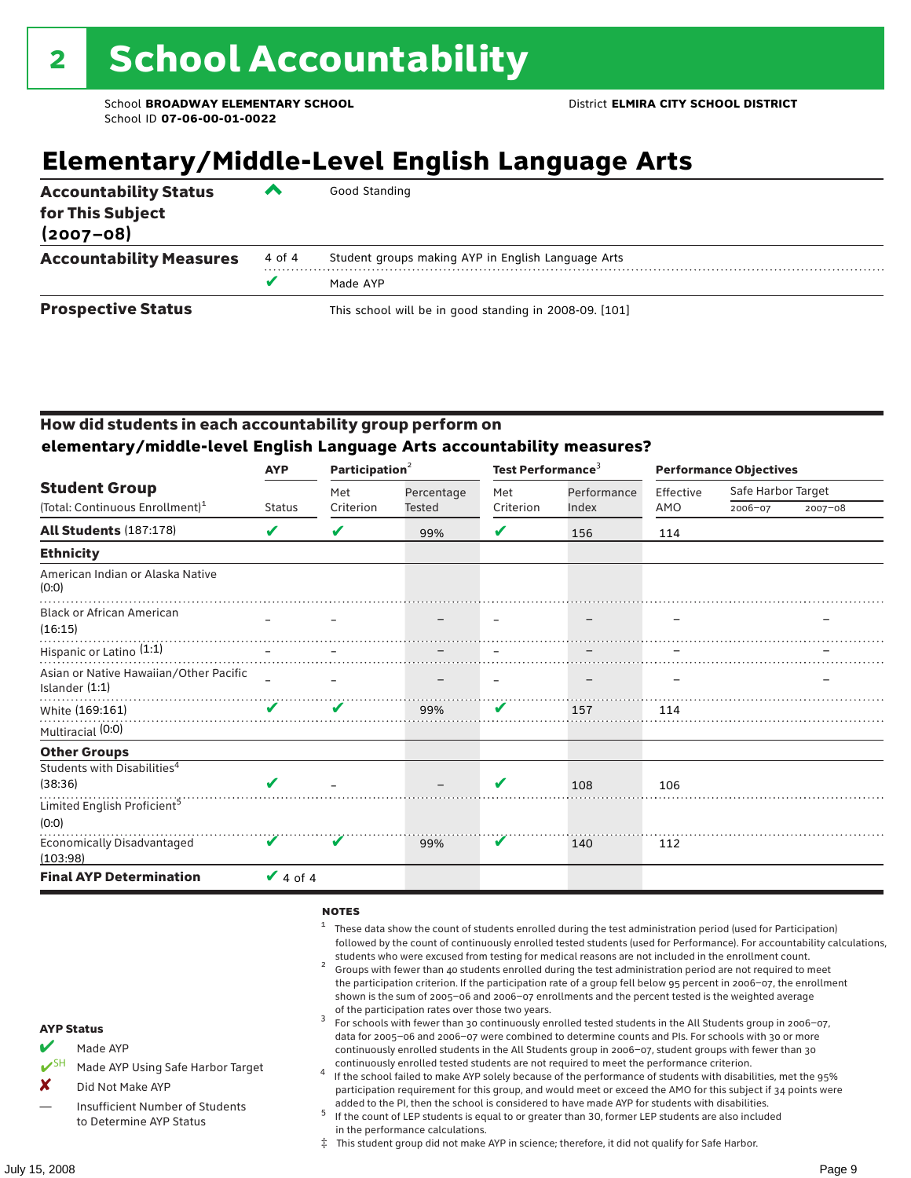# 2 School Accountability

School **BROADWAY ELEMENTARY SCHOOL**
School ID **07-06-00-01-0022**

District **ELMIRA CITY SCHOOL DISTRICT**

## Elementary/Middle-Level English Language Arts

| | | |
|---|---|---|
| **Accountability Status for This Subject (2007–08)** | ^ | Good Standing |
| **Accountability Measures** | 4 of 4 | Student groups making AYP in English Language Arts |
| | ✔ | Made AYP |
| **Prospective Status** | | This school will be in good standing in 2008-09. [101] |

### How did students in each accountability group perform on elementary/middle-level English Language Arts accountability measures?

| Student Group (Total: Continuous Enrollment)[1] | AYP Status | Participation[2] Met Criterion | Participation[2] Percentage Tested | Test Performance[3] Met Criterion | Test Performance[3] Performance Index | Performance Objectives Effective AMO | Safe Harbor Target 2006–07 | Safe Harbor Target 2007–08 |
|---|---|---|---|---|---|---|---|---|
| **All Students** (187:178) | ✔ | ✔ | 99% | ✔ | 156 | 114 | | |
| **Ethnicity** | | | | | | | | |
| American Indian or Alaska Native (0:0) | | | | | | | | |
| Black or African American (16:15) | – | – | – | – | – | – | | – |
| Hispanic or Latino (1:1) | – | – | – | – | – | – | | – |
| Asian or Native Hawaiian/Other Pacific Islander (1:1) | – | – | – | – | – | – | | – |
| White (169:161) | ✔ | ✔ | 99% | ✔ | 157 | 114 | | |
| Multiracial (0:0) | | | | | | | | |
| **Other Groups** | | | | | | | | |
| Students with Disabilities[4] (38:36) | ✔ | – | – | ✔ | 108 | 106 | | |
| Limited English Proficient[5] (0:0) | | | | | | | | |
| Economically Disadvantaged (103:98) | ✔ | ✔ | 99% | ✔ | 140 | 112 | | |
| **Final AYP Determination** | ✔ 4 of 4 | | | | | | | |

**AYP Status**

- ✔ Made AYP
- ✔SH Made AYP Using Safe Harbor Target
- ✘ Did Not Make AYP
- — Insufficient Number of Students to Determine AYP Status

**NOTES**

1. These data show the count of students enrolled during the test administration period (used for Participation) followed by the count of continuously enrolled tested students (used for Performance). For accountability calculations, students who were excused from testing for medical reasons are not included in the enrollment count.
2. Groups with fewer than 40 students enrolled during the test administration period are not required to meet the participation criterion. If the participation rate of a group fell below 95 percent in 2006–07, the enrollment shown is the sum of 2005–06 and 2006–07 enrollments and the percent tested is the weighted average of the participation rates over those two years.
3. For schools with fewer than 30 continuously enrolled tested students in the All Students group in 2006–07, data for 2005–06 and 2006–07 were combined to determine counts and PIs. For schools with 30 or more continuously enrolled students in the All Students group in 2006–07, student groups with fewer than 30 continuously enrolled tested students are not required to meet the performance criterion.
4. If the school failed to make AYP solely because of the performance of students with disabilities, met the 95% participation requirement for this group, and would meet or exceed the AMO for this subject if 34 points were added to the PI, then the school is considered to have made AYP for students with disabilities.
5. If the count of LEP students is equal to or greater than 30, former LEP students are also included in the performance calculations.

‡ This student group did not make AYP in science; therefore, it did not qualify for Safe Harbor.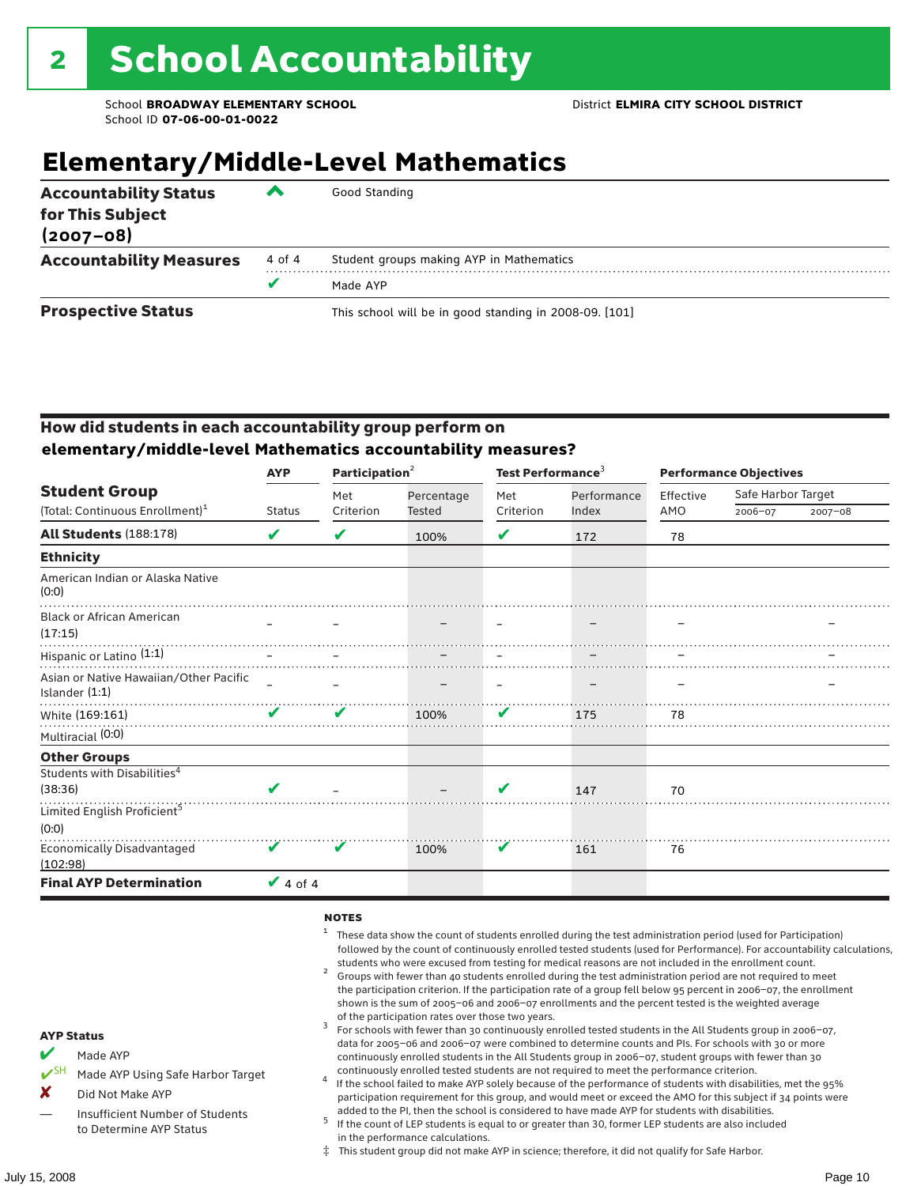# 2 School Accountability

School **BROADWAY ELEMENTARY SCHOOL** District **ELMIRA CITY SCHOOL DISTRICT**
School ID **07-06-00-01-0022**

## Elementary/Middle-Level Mathematics

| | | |
|---|---|---|
| **Accountability Status for This Subject (2007–08)** | ^ | Good Standing |
| **Accountability Measures** | 4 of 4 | Student groups making AYP in Mathematics |
| | ✔ | Made AYP |
| **Prospective Status** | | This school will be in good standing in 2008-09. [101] |

### How did students in each accountability group perform on elementary/middle-level Mathematics accountability measures?

| Student Group (Total: Continuous Enrollment)[1] | AYP Status | Participation[2] Met Criterion | Participation[2] Percentage Tested | Test Performance[3] Met Criterion | Test Performance[3] Performance Index | Performance Objectives Effective AMO | Safe Harbor Target 2006–07 | Safe Harbor Target 2007–08 |
|---|---|---|---|---|---|---|---|---|
| **All Students** (188:178) | ✔ | ✔ | 100% | ✔ | 172 | 78 | | |
| **Ethnicity** | | | | | | | | |
| American Indian or Alaska Native (0:0) | | | | | | | | |
| Black or African American (17:15) | – | – | – | – | – | – | | – |
| Hispanic or Latino (1:1) | – | – | – | – | – | – | | – |
| Asian or Native Hawaiian/Other Pacific Islander (1:1) | – | – | – | – | – | – | | – |
| White (169:161) | ✔ | ✔ | 100% | ✔ | 175 | 78 | | |
| Multiracial (0:0) | | | | | | | | |
| **Other Groups** | | | | | | | | |
| Students with Disabilities[4] (38:36) | ✔ | – | – | ✔ | 147 | 70 | | |
| Limited English Proficient[5] (0:0) | | | | | | | | |
| Economically Disadvantaged (102:98) | ✔ | ✔ | 100% | ✔ | 161 | 76 | | |
| **Final AYP Determination** | ✔ 4 of 4 | | | | | | | |

**AYP Status**

- ✔ Made AYP
- ✔SH Made AYP Using Safe Harbor Target
- ✘ Did Not Make AYP
- — Insufficient Number of Students to Determine AYP Status

**NOTES**

1. These data show the count of students enrolled during the test administration period (used for Participation) followed by the count of continuously enrolled tested students (used for Performance). For accountability calculations, students who were excused from testing for medical reasons are not included in the enrollment count.
2. Groups with fewer than 40 students enrolled during the test administration period are not required to meet the participation criterion. If the participation rate of a group fell below 95 percent in 2006–07, the enrollment shown is the sum of 2005–06 and 2006–07 enrollments and the percent tested is the weighted average of the participation rates over those two years.
3. For schools with fewer than 30 continuously enrolled tested students in the All Students group in 2006–07, data for 2005–06 and 2006–07 were combined to determine counts and PIs. For schools with 30 or more continuously enrolled students in the All Students group in 2006–07, student groups with fewer than 30 continuously enrolled tested students are not required to meet the performance criterion.
4. If the school failed to make AYP solely because of the performance of students with disabilities, met the 95% participation requirement for this group, and would meet or exceed the AMO for this subject if 34 points were added to the PI, then the school is considered to have made AYP for students with disabilities.
5. If the count of LEP students is equal to or greater than 30, former LEP students are also included in the performance calculations.

‡ This student group did not make AYP in science; therefore, it did not qualify for Safe Harbor.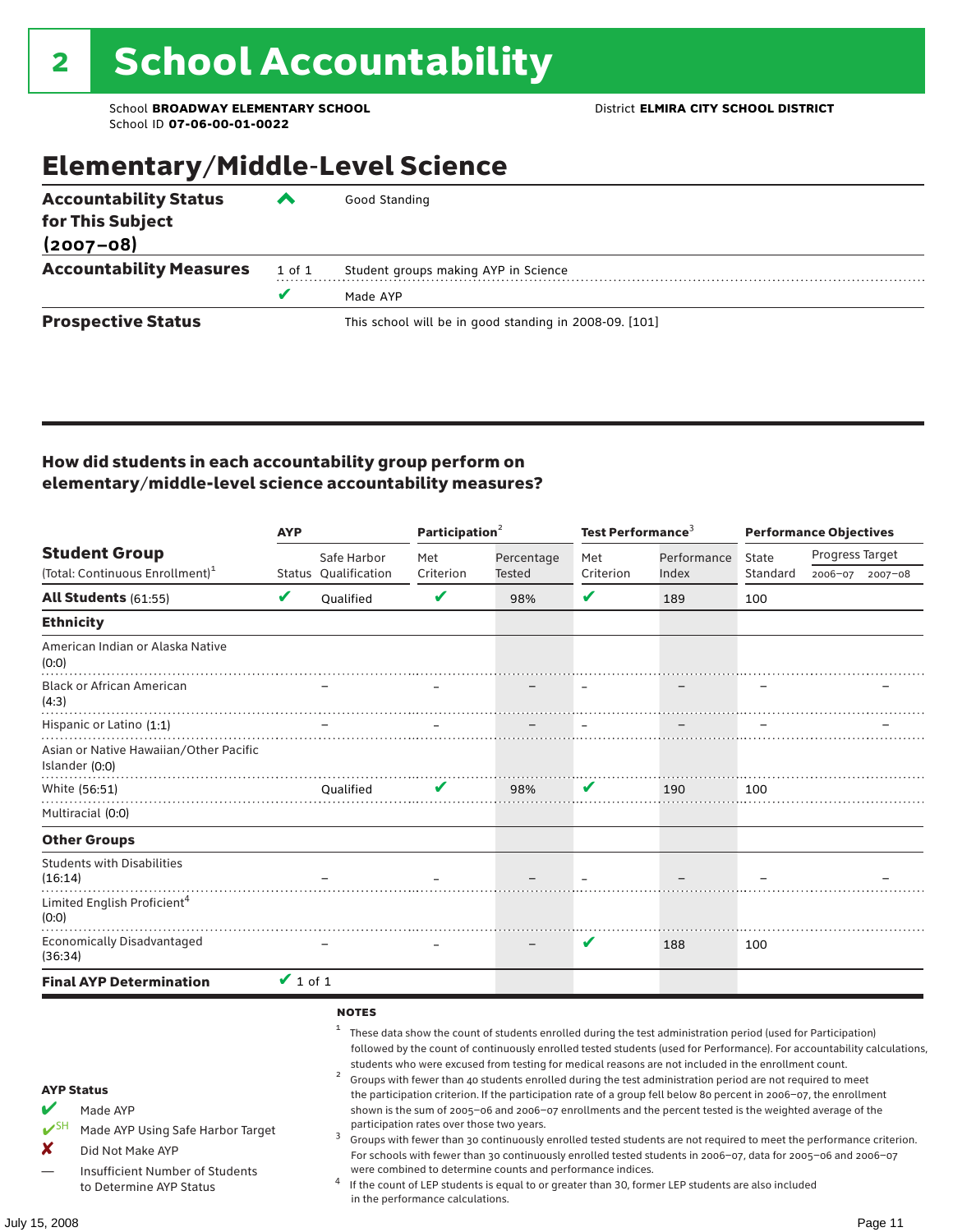# 2 School Accountability

School **BROADWAY ELEMENTARY SCHOOL**
School ID **07-06-00-01-0022**

District **ELMIRA CITY SCHOOL DISTRICT**

## Elementary/Middle-Level Science

| | | |
|---|---|---|
| **Accountability Status for This Subject (2007–08)** | ^ | Good Standing |
| **Accountability Measures** | 1 of 1 | Student groups making AYP in Science |
| | ✔ | Made AYP |
| **Prospective Status** | | This school will be in good standing in 2008-09. [101] |

### How did students in each accountability group perform on elementary/middle-level science accountability measures?

| Student Group (Total: Continuous Enrollment)[1] | AYP Status | AYP Safe Harbor Qualification | Participation[2] Met Criterion | Participation[2] Percentage Tested | Test Performance[3] Met Criterion | Test Performance[3] Performance Index | Performance Objectives State Standard | Progress Target 2006–07 | Progress Target 2007–08 |
|---|---|---|---|---|---|---|---|---|---|
| **All Students** (61:55) | ✔ | Qualified | ✔ | 98% | ✔ | 189 | 100 | | |
| **Ethnicity** | | | | | | | | | |
| American Indian or Alaska Native (0:0) | | | | | | | | | |
| Black or African American (4:3) | | – | – | – | – | – | – | | – |
| Hispanic or Latino (1:1) | | – | – | – | – | – | – | | – |
| Asian or Native Hawaiian/Other Pacific Islander (0:0) | | | | | | | | | |
| White (56:51) | | Qualified | ✔ | 98% | ✔ | 190 | 100 | | |
| Multiracial (0:0) | | | | | | | | | |
| **Other Groups** | | | | | | | | | |
| Students with Disabilities (16:14) | | – | – | – | – | – | – | | – |
| Limited English Proficient[4] (0:0) | | | | | | | | | |
| Economically Disadvantaged (36:34) | | – | – | – | ✔ | 188 | 100 | | |
| **Final AYP Determination** | ✔ 1 of 1 | | | | | | | | |

**AYP Status**

- ✔ Made AYP
- ✔SH Made AYP Using Safe Harbor Target
- ✘ Did Not Make AYP
- — Insufficient Number of Students to Determine AYP Status

**NOTES**

1. These data show the count of students enrolled during the test administration period (used for Participation) followed by the count of continuously enrolled tested students (used for Performance). For accountability calculations, students who were excused from testing for medical reasons are not included in the enrollment count.
2. Groups with fewer than 40 students enrolled during the test administration period are not required to meet the participation criterion. If the participation rate of a group fell below 80 percent in 2006–07, the enrollment shown is the sum of 2005–06 and 2006–07 enrollments and the percent tested is the weighted average of the participation rates over those two years.
3. Groups with fewer than 30 continuously enrolled tested students are not required to meet the performance criterion. For schools with fewer than 30 continuously enrolled tested students in 2006–07, data for 2005–06 and 2006–07 were combined to determine counts and performance indices.
4. If the count of LEP students is equal to or greater than 30, former LEP students are also included in the performance calculations.

July 15, 2008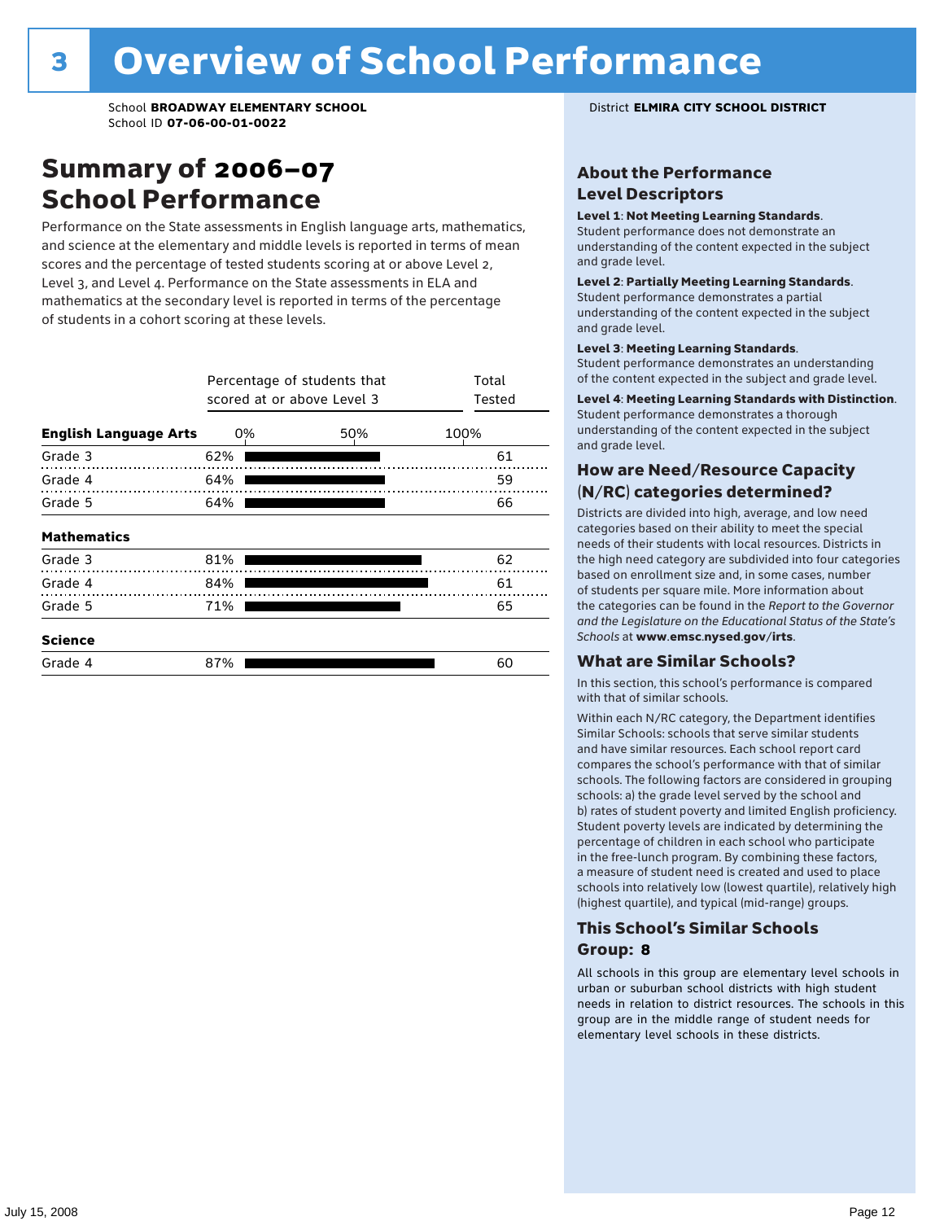# 3 Overview of School Performance

School **BROADWAY ELEMENTARY SCHOOL**
School ID **07-06-00-01-0022**

District **ELMIRA CITY SCHOOL DISTRICT**

## Summary of 2006–07 School Performance

Performance on the State assessments in English language arts, mathematics, and science at the elementary and middle levels is reported in terms of mean scores and the percentage of tested students scoring at or above Level 2, Level 3, and Level 4. Performance on the State assessments in ELA and mathematics at the secondary level is reported in terms of the percentage of students in a cohort scoring at these levels.

| | Percentage of students that scored at or above Level 3 | Total Tested |
|---|---|---|
| **English Language Arts** | | |
| Grade 3 | 62% | 61 |
| Grade 4 | 64% | 59 |
| Grade 5 | 64% | 66 |
| **Mathematics** | | |
| Grade 3 | 81% | 62 |
| Grade 4 | 84% | 61 |
| Grade 5 | 71% | 65 |
| **Science** | | |
| Grade 4 | 87% | 60 |

## About the Performance Level Descriptors

**Level 1**: **Not Meeting Learning Standards**. Student performance does not demonstrate an understanding of the content expected in the subject and grade level.

**Level 2**: **Partially Meeting Learning Standards**. Student performance demonstrates a partial understanding of the content expected in the subject and grade level.

**Level 3**: **Meeting Learning Standards**. Student performance demonstrates an understanding of the content expected in the subject and grade level.

**Level 4**: **Meeting Learning Standards with Distinction**. Student performance demonstrates a thorough understanding of the content expected in the subject and grade level.

## How are Need/Resource Capacity (N/RC) categories determined?

Districts are divided into high, average, and low need categories based on their ability to meet the special needs of their students with local resources. Districts in the high need category are subdivided into four categories based on enrollment size and, in some cases, number of students per square mile. More information about the categories can be found in the *Report to the Governor and the Legislature on the Educational Status of the State's Schools* at **www.emsc.nysed.gov/irts**.

## What are Similar Schools?

In this section, this school's performance is compared with that of similar schools.

Within each N/RC category, the Department identifies Similar Schools: schools that serve similar students and have similar resources. Each school report card compares the school's performance with that of similar schools. The following factors are considered in grouping schools: a) the grade level served by the school and b) rates of student poverty and limited English proficiency. Student poverty levels are indicated by determining the percentage of children in each school who participate in the free-lunch program. By combining these factors, a measure of student need is created and used to place schools into relatively low (lowest quartile), relatively high (highest quartile), and typical (mid-range) groups.

## This School's Similar Schools Group: 8

All schools in this group are elementary level schools in urban or suburban school districts with high student needs in relation to district resources. The schools in this group are in the middle range of student needs for elementary level schools in these districts.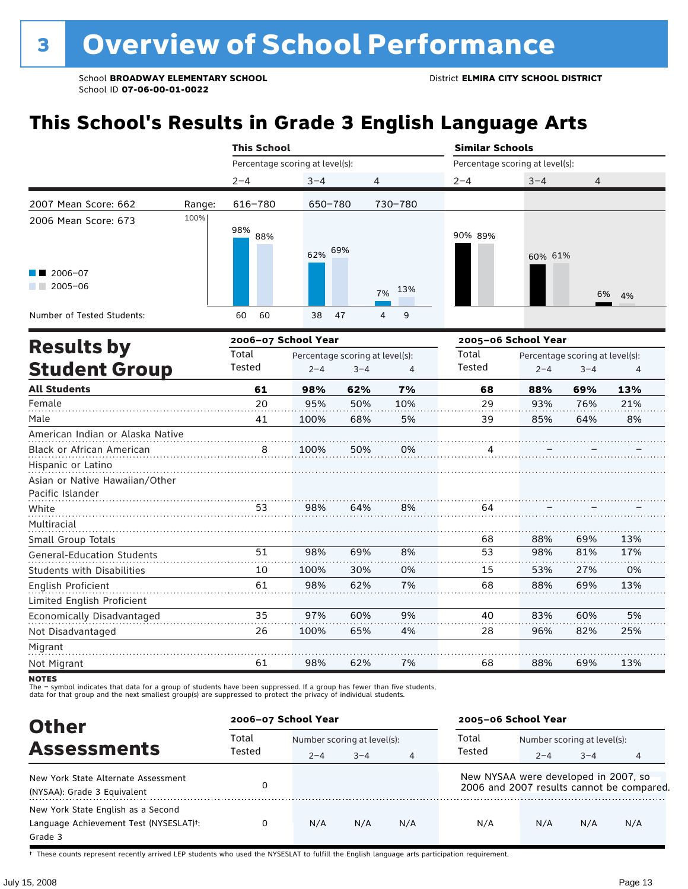# 3 Overview of School Performance

School **BROADWAY ELEMENTARY SCHOOL**
School ID **07-06-00-01-0022**

District **ELMIRA CITY SCHOOL DISTRICT**

## This School's Results in Grade 3 English Language Arts

| | | This School | | | Similar Schools | | |
|---|---|---|---|---|---|---|---|
| | | Percentage scoring at level(s): | | | Percentage scoring at level(s): | | |
| | | 2–4 | 3–4 | 4 | 2–4 | 3–4 | 4 |
| 2007 Mean Score: 662 | Range: | 616–780 | 650–780 | 730–780 | | | |
| 2006 Mean Score: 673 | | | | | | | |
| 2006–07 | | 98% | 62% | 7% | 90% | 60% | 6% |
| 2005–06 | | 88% | 69% | 13% | 89% | 61% | 4% |
| Number of Tested Students: 2006–07 | | 60 | 38 | 4 | | | |
| Number of Tested Students: 2005–06 | | 60 | 47 | 9 | | | |

## Results by Student Group

| | 2006–07 School Year | | | | 2005–06 School Year | | | |
|---|---|---|---|---|---|---|---|---|
| | Total Tested | Percentage scoring at level(s): 2–4 | 3–4 | 4 | Total Tested | Percentage scoring at level(s): 2–4 | 3–4 | 4 |
| **All Students** | **61** | **98%** | **62%** | **7%** | **68** | **88%** | **69%** | **13%** |
| Female | 20 | 95% | 50% | 10% | 29 | 93% | 76% | 21% |
| Male | 41 | 100% | 68% | 5% | 39 | 85% | 64% | 8% |
| American Indian or Alaska Native | | | | | | | | |
| Black or African American | 8 | 100% | 50% | 0% | 4 | – | – | – |
| Hispanic or Latino | | | | | | | | |
| Asian or Native Hawaiian/Other Pacific Islander | | | | | | | | |
| White | 53 | 98% | 64% | 8% | 64 | – | – | – |
| Multiracial | | | | | | | | |
| Small Group Totals | | | | | 68 | 88% | 69% | 13% |
| General-Education Students | 51 | 98% | 69% | 8% | 53 | 98% | 81% | 17% |
| Students with Disabilities | 10 | 100% | 30% | 0% | 15 | 53% | 27% | 0% |
| English Proficient | 61 | 98% | 62% | 7% | 68 | 88% | 69% | 13% |
| Limited English Proficient | | | | | | | | |
| Economically Disadvantaged | 35 | 97% | 60% | 9% | 40 | 83% | 60% | 5% |
| Not Disadvantaged | 26 | 100% | 65% | 4% | 28 | 96% | 82% | 25% |
| Migrant | | | | | | | | |
| Not Migrant | 61 | 98% | 62% | 7% | 68 | 88% | 69% | 13% |

**NOTES**
The – symbol indicates that data for a group of students have been suppressed. If a group has fewer than five students, data for that group and the next smallest group(s) are suppressed to protect the privacy of individual students.

## Other Assessments

| | 2006–07 School Year | | | | 2005–06 School Year | | | |
|---|---|---|---|---|---|---|---|---|
| | Total Tested | Number scoring at level(s): 2–4 | 3–4 | 4 | Total Tested | Number scoring at level(s): 2–4 | 3–4 | 4 |
| New York State Alternate Assessment (NYSAA): Grade 3 Equivalent | 0 | | | | New NYSAA were developed in 2007, so 2006 and 2007 results cannot be compared. | | | |
| New York State English as a Second Language Achievement Test (NYSESLAT)†: Grade 3 | 0 | N/A | N/A | N/A | N/A | N/A | N/A | N/A |

† These counts represent recently arrived LEP students who used the NYSESLAT to fulfill the English language arts participation requirement.

July 15, 2008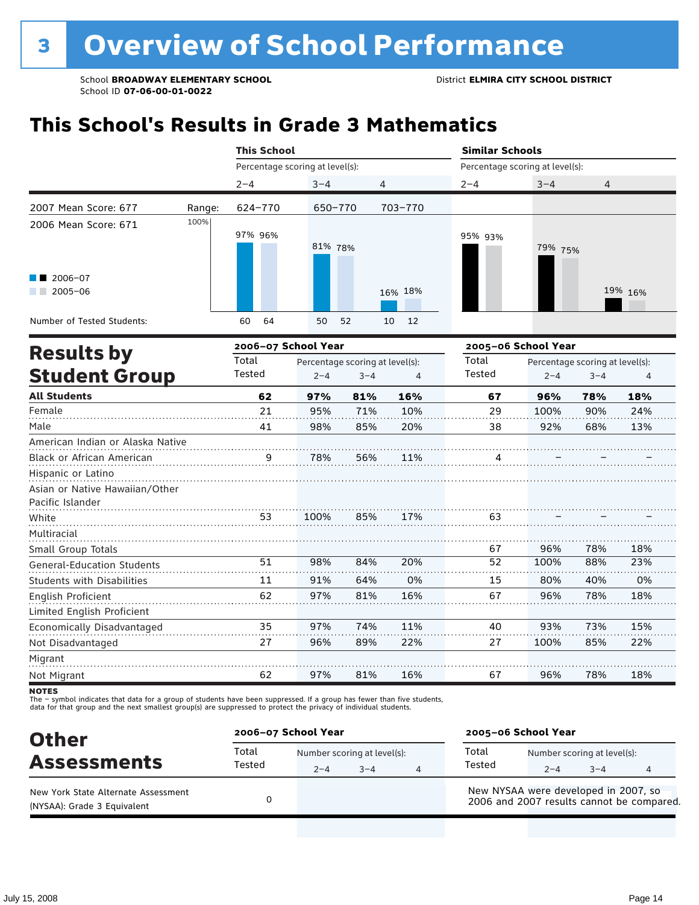# 3 Overview of School Performance

School **BROADWAY ELEMENTARY SCHOOL**
School ID **07-06-00-01-0022**

District **ELMIRA CITY SCHOOL DISTRICT**

## This School's Results in Grade 3 Mathematics

| | This School | | | Similar Schools | | |
|---|---|---|---|---|---|---|
| | Percentage scoring at level(s): | | | Percentage scoring at level(s): | | |
| | 2–4 | 3–4 | 4 | 2–4 | 3–4 | 4 |
| 2007 Mean Score: 677 — Range: | 624–770 | 650–770 | 703–770 | | | |
| 2006 Mean Score: 671 | | | | | | |
| 2006–07 | 97% | 81% | 16% | 95% | 79% | 19% |
| 2005–06 | 96% | 78% | 18% | 93% | 75% | 16% |
| Number of Tested Students: 2006–07 | 60 | 50 | 10 | | | |
| Number of Tested Students: 2005–06 | 64 | 52 | 12 | | | |

## Results by Student Group

| | 2006–07 School Year | | | | 2005–06 School Year | | | |
|---|---|---|---|---|---|---|---|---|
| | Total Tested | Percentage scoring at level(s): 2–4 | 3–4 | 4 | Total Tested | Percentage scoring at level(s): 2–4 | 3–4 | 4 |
| **All Students** | **62** | **97%** | **81%** | **16%** | **67** | **96%** | **78%** | **18%** |
| Female | 21 | 95% | 71% | 10% | 29 | 100% | 90% | 24% |
| Male | 41 | 98% | 85% | 20% | 38 | 92% | 68% | 13% |
| American Indian or Alaska Native | | | | | | | | |
| Black or African American | 9 | 78% | 56% | 11% | 4 | – | – | – |
| Hispanic or Latino | | | | | | | | |
| Asian or Native Hawaiian/Other Pacific Islander | | | | | | | | |
| White | 53 | 100% | 85% | 17% | 63 | – | – | – |
| Multiracial | | | | | | | | |
| Small Group Totals | | | | | 67 | 96% | 78% | 18% |
| General-Education Students | 51 | 98% | 84% | 20% | 52 | 100% | 88% | 23% |
| Students with Disabilities | 11 | 91% | 64% | 0% | 15 | 80% | 40% | 0% |
| English Proficient | 62 | 97% | 81% | 16% | 67 | 96% | 78% | 18% |
| Limited English Proficient | | | | | | | | |
| Economically Disadvantaged | 35 | 97% | 74% | 11% | 40 | 93% | 73% | 15% |
| Not Disadvantaged | 27 | 96% | 89% | 22% | 27 | 100% | 85% | 22% |
| Migrant | | | | | | | | |
| Not Migrant | 62 | 97% | 81% | 16% | 67 | 96% | 78% | 18% |

**NOTES**
The – symbol indicates that data for a group of students have been suppressed. If a group has fewer than five students, data for that group and the next smallest group(s) are suppressed to protect the privacy of individual students.

## Other Assessments

| | 2006–07 School Year | | | | 2005–06 School Year | | | |
|---|---|---|---|---|---|---|---|---|
| | Total Tested | Number scoring at level(s): 2–4 | 3–4 | 4 | Total Tested | Number scoring at level(s): 2–4 | 3–4 | 4 |
| New York State Alternate Assessment (NYSAA): Grade 3 Equivalent | 0 | | | | New NYSAA were developed in 2007, so 2006 and 2007 results cannot be compared. | | | |

July 15, 2008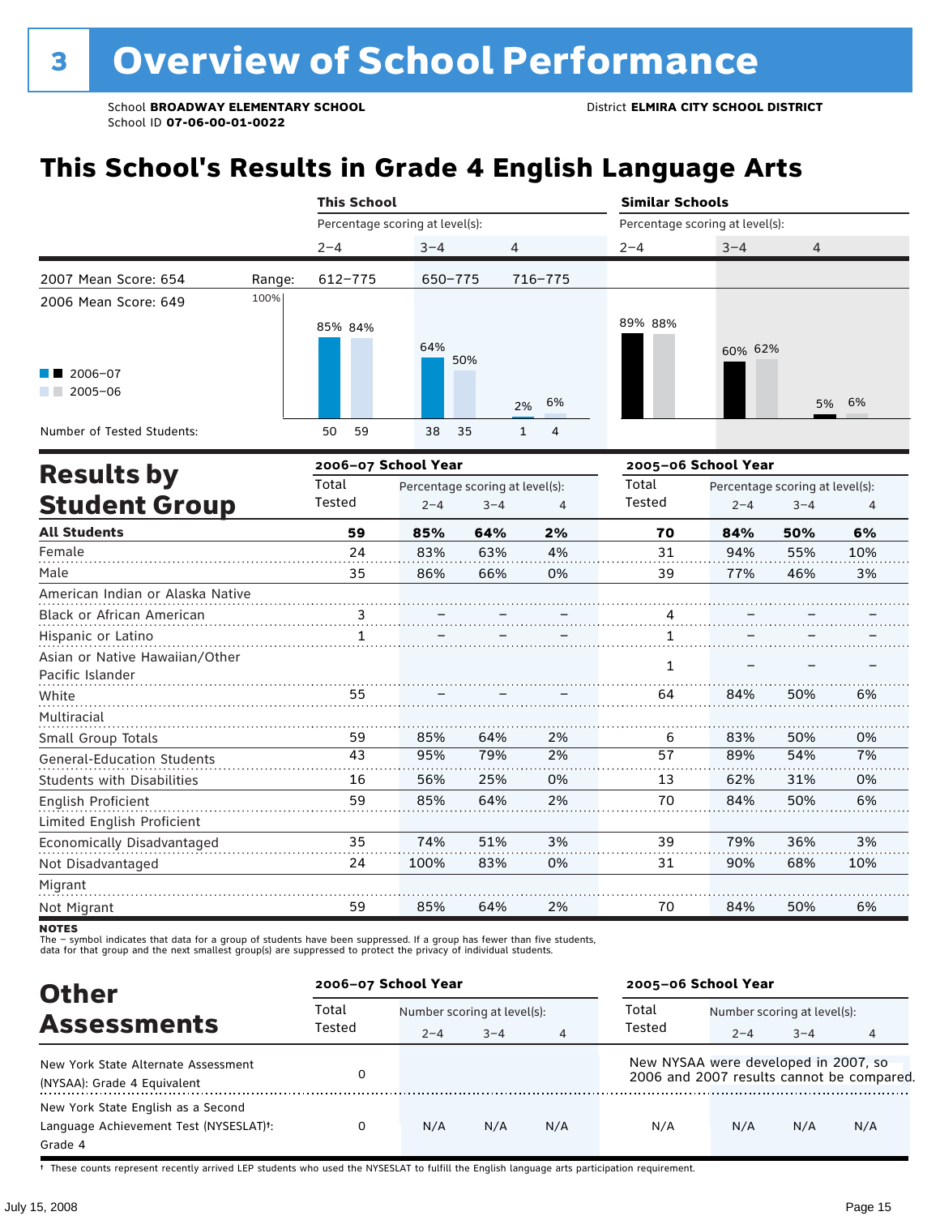# 3 Overview of School Performance

School **BROADWAY ELEMENTARY SCHOOL**
School ID **07-06-00-01-0022**

District **ELMIRA CITY SCHOOL DISTRICT**

## This School's Results in Grade 4 English Language Arts

| | | This School | | | Similar Schools | | |
|---|---|---|---|---|---|---|---|
| | | Percentage scoring at level(s): | | | Percentage scoring at level(s): | | |
| | | 2–4 | 3–4 | 4 | 2–4 | 3–4 | 4 |
| 2007 Mean Score: 654 | Range: | 612–775 | 650–775 | 716–775 | | | |
| 2006 Mean Score: 649 | | | | | | | |
| 2006–07 | | 85% | 64% | 2% | 89% | 60% | 5% |
| 2005–06 | | 84% | 50% | 6% | 88% | 62% | 6% |
| Number of Tested Students: 2006–07 | | 50 | 38 | 1 | | | |
| Number of Tested Students: 2005–06 | | 59 | 35 | 4 | | | |

## Results by Student Group

| | 2006–07 School Year | | | | 2005–06 School Year | | | |
|---|---|---|---|---|---|---|---|---|
| | Total Tested | Percentage scoring at level(s): 2–4 | 3–4 | 4 | Total Tested | Percentage scoring at level(s): 2–4 | 3–4 | 4 |
| **All Students** | **59** | **85%** | **64%** | **2%** | **70** | **84%** | **50%** | **6%** |
| Female | 24 | 83% | 63% | 4% | 31 | 94% | 55% | 10% |
| Male | 35 | 86% | 66% | 0% | 39 | 77% | 46% | 3% |
| American Indian or Alaska Native | | | | | | | | |
| Black or African American | 3 | – | – | – | 4 | – | – | – |
| Hispanic or Latino | 1 | – | – | – | 1 | – | – | – |
| Asian or Native Hawaiian/Other Pacific Islander | | | | | 1 | – | – | – |
| White | 55 | – | – | – | 64 | 84% | 50% | 6% |
| Multiracial | | | | | | | | |
| Small Group Totals | 59 | 85% | 64% | 2% | 6 | 83% | 50% | 0% |
| General-Education Students | 43 | 95% | 79% | 2% | 57 | 89% | 54% | 7% |
| Students with Disabilities | 16 | 56% | 25% | 0% | 13 | 62% | 31% | 0% |
| English Proficient | 59 | 85% | 64% | 2% | 70 | 84% | 50% | 6% |
| Limited English Proficient | | | | | | | | |
| Economically Disadvantaged | 35 | 74% | 51% | 3% | 39 | 79% | 36% | 3% |
| Not Disadvantaged | 24 | 100% | 83% | 0% | 31 | 90% | 68% | 10% |
| Migrant | | | | | | | | |
| Not Migrant | 59 | 85% | 64% | 2% | 70 | 84% | 50% | 6% |

**NOTES**
The – symbol indicates that data for a group of students have been suppressed. If a group has fewer than five students, data for that group and the next smallest group(s) are suppressed to protect the privacy of individual students.

## Other Assessments

| | 2006–07 School Year | | | | 2005–06 School Year | | | |
|---|---|---|---|---|---|---|---|---|
| | Total Tested | Number scoring at level(s): 2–4 | 3–4 | 4 | Total Tested | Number scoring at level(s): 2–4 | 3–4 | 4 |
| New York State Alternate Assessment (NYSAA): Grade 4 Equivalent | 0 | | | | New NYSAA were developed in 2007, so 2006 and 2007 results cannot be compared. | | | |
| New York State English as a Second Language Achievement Test (NYSESLAT)†: Grade 4 | 0 | N/A | N/A | N/A | N/A | N/A | N/A | N/A |

† These counts represent recently arrived LEP students who used the NYSESLAT to fulfill the English language arts participation requirement.

July 15, 2008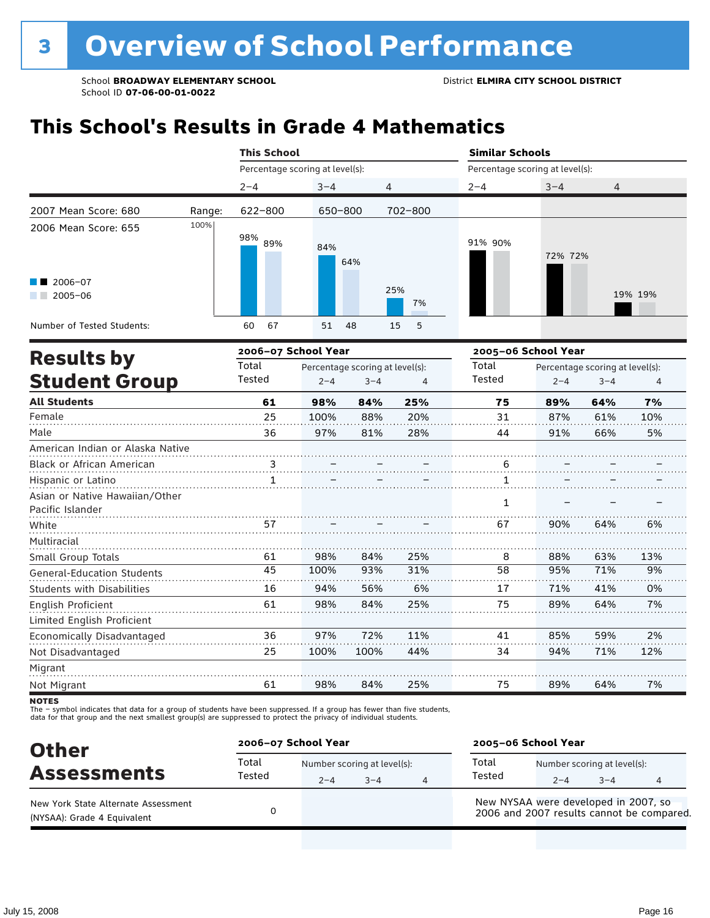# 3 Overview of School Performance

School **BROADWAY ELEMENTARY SCHOOL**
School ID **07-06-00-01-0022**

District **ELMIRA CITY SCHOOL DISTRICT**

## This School's Results in Grade 4 Mathematics

| | This School: 2–4 | This School: 3–4 | This School: 4 | Similar Schools: 2–4 | Similar Schools: 3–4 | Similar Schools: 4 |
|---|---|---|---|---|---|---|
| Range | 622–800 | 650–800 | 702–800 | | | |
| 2006–07 | 98% | 84% | 25% | 91% | 72% | 19% |
| 2005–06 | 89% | 64% | 7% | 90% | 72% | 19% |
| Number of Tested Students (2006–07) | 60 | 51 | 15 | | | |
| Number of Tested Students (2005–06) | 67 | 48 | 5 | | | |

2007 Mean Score: 680

2006 Mean Score: 655

## Results by Student Group

| | 2006–07 Total Tested | 2006–07 2–4 | 2006–07 3–4 | 2006–07 4 | 2005–06 Total Tested | 2005–06 2–4 | 2005–06 3–4 | 2005–06 4 |
|---|---|---|---|---|---|---|---|---|
| **All Students** | **61** | **98%** | **84%** | **25%** | **75** | **89%** | **64%** | **7%** |
| Female | 25 | 100% | 88% | 20% | 31 | 87% | 61% | 10% |
| Male | 36 | 97% | 81% | 28% | 44 | 91% | 66% | 5% |
| American Indian or Alaska Native | | | | | | | | |
| Black or African American | 3 | – | – | – | 6 | – | – | – |
| Hispanic or Latino | 1 | – | – | – | 1 | – | – | – |
| Asian or Native Hawaiian/Other Pacific Islander | | | | | 1 | – | – | – |
| White | 57 | – | – | – | 67 | 90% | 64% | 6% |
| Multiracial | | | | | | | | |
| Small Group Totals | 61 | 98% | 84% | 25% | 8 | 88% | 63% | 13% |
| General-Education Students | 45 | 100% | 93% | 31% | 58 | 95% | 71% | 9% |
| Students with Disabilities | 16 | 94% | 56% | 6% | 17 | 71% | 41% | 0% |
| English Proficient | 61 | 98% | 84% | 25% | 75 | 89% | 64% | 7% |
| Limited English Proficient | | | | | | | | |
| Economically Disadvantaged | 36 | 97% | 72% | 11% | 41 | 85% | 59% | 2% |
| Not Disadvantaged | 25 | 100% | 100% | 44% | 34 | 94% | 71% | 12% |
| Migrant | | | | | | | | |
| Not Migrant | 61 | 98% | 84% | 25% | 75 | 89% | 64% | 7% |

**NOTES**
The – symbol indicates that data for a group of students have been suppressed. If a group has fewer than five students, data for that group and the next smallest group(s) are suppressed to protect the privacy of individual students.

## Other Assessments

| | 2006–07 Total Tested | 2006–07 2–4 | 2006–07 3–4 | 2006–07 4 | 2005–06 Total Tested | 2005–06 2–4 | 2005–06 3–4 | 2005–06 4 |
|---|---|---|---|---|---|---|---|---|
| New York State Alternate Assessment (NYSAA): Grade 4 Equivalent | 0 | | | | New NYSAA were developed in 2007, so 2006 and 2007 results cannot be compared. | | | |

July 15, 2008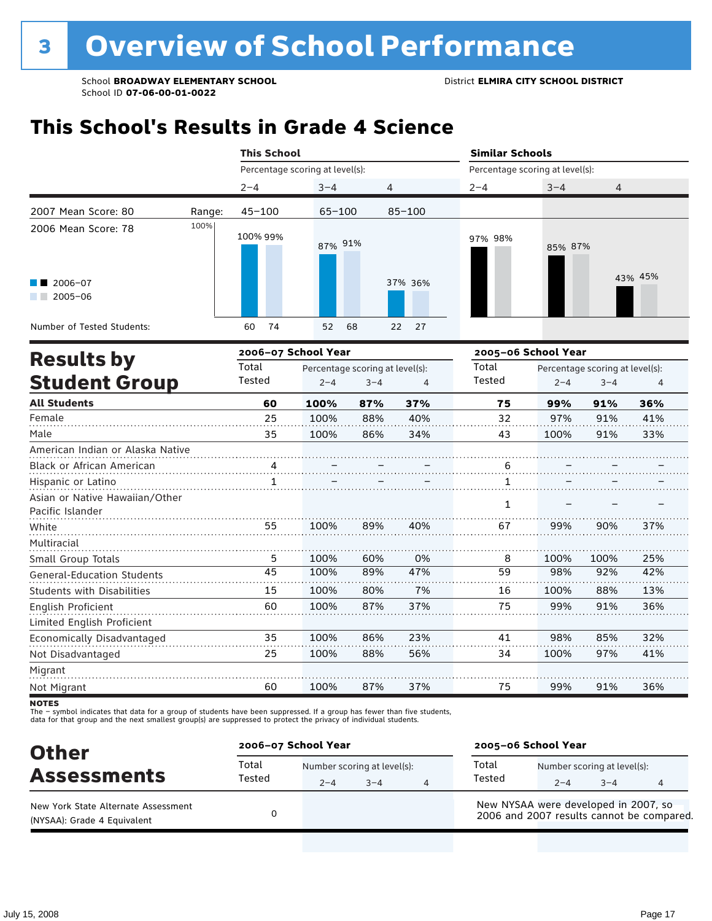# 3 Overview of School Performance

School **BROADWAY ELEMENTARY SCHOOL**
School ID **07-06-00-01-0022**

District **ELMIRA CITY SCHOOL DISTRICT**

## This School's Results in Grade 4 Science

| | This School 2–4 | This School 3–4 | This School 4 | Similar Schools 2–4 | Similar Schools 3–4 | Similar Schools 4 |
|---|---|---|---|---|---|---|
| Range (2007 Mean Score: 80) | 45–100 | 65–100 | 85–100 | | | |
| 2006–07 | 100% | 87% | 37% | 97% | 85% | 43% |
| 2005–06 | 99% | 91% | 36% | 98% | 87% | 45% |
| Number of Tested Students 2006–07 | 60 | 52 | 22 | | | |
| Number of Tested Students 2005–06 | 74 | 68 | 27 | | | |

2007 Mean Score: 80
2006 Mean Score: 78

## Results by Student Group

| | 2006–07 Total Tested | 2006–07 2–4 | 2006–07 3–4 | 2006–07 4 | 2005–06 Total Tested | 2005–06 2–4 | 2005–06 3–4 | 2005–06 4 |
|---|---|---|---|---|---|---|---|---|
| **All Students** | **60** | **100%** | **87%** | **37%** | **75** | **99%** | **91%** | **36%** |
| Female | 25 | 100% | 88% | 40% | 32 | 97% | 91% | 41% |
| Male | 35 | 100% | 86% | 34% | 43 | 100% | 91% | 33% |
| American Indian or Alaska Native | | | | | | | | |
| Black or African American | 4 | – | – | – | 6 | – | – | – |
| Hispanic or Latino | 1 | – | – | – | 1 | – | – | – |
| Asian or Native Hawaiian/Other Pacific Islander | | | | | 1 | – | – | – |
| White | 55 | 100% | 89% | 40% | 67 | 99% | 90% | 37% |
| Multiracial | | | | | | | | |
| Small Group Totals | 5 | 100% | 60% | 0% | 8 | 100% | 100% | 25% |
| General-Education Students | 45 | 100% | 89% | 47% | 59 | 98% | 92% | 42% |
| Students with Disabilities | 15 | 100% | 80% | 7% | 16 | 100% | 88% | 13% |
| English Proficient | 60 | 100% | 87% | 37% | 75 | 99% | 91% | 36% |
| Limited English Proficient | | | | | | | | |
| Economically Disadvantaged | 35 | 100% | 86% | 23% | 41 | 98% | 85% | 32% |
| Not Disadvantaged | 25 | 100% | 88% | 56% | 34 | 100% | 97% | 41% |
| Migrant | | | | | | | | |
| Not Migrant | 60 | 100% | 87% | 37% | 75 | 99% | 91% | 36% |

**NOTES**
The – symbol indicates that data for a group of students have been suppressed. If a group has fewer than five students, data for that group and the next smallest group(s) are suppressed to protect the privacy of individual students.

## Other Assessments

| | 2006–07 Total Tested | 2006–07 2–4 | 2006–07 3–4 | 2006–07 4 | 2005–06 Total Tested | 2005–06 2–4 | 2005–06 3–4 | 2005–06 4 |
|---|---|---|---|---|---|---|---|---|
| New York State Alternate Assessment (NYSAA): Grade 4 Equivalent | 0 | | | | New NYSAA were developed in 2007, so 2006 and 2007 results cannot be compared. | | | |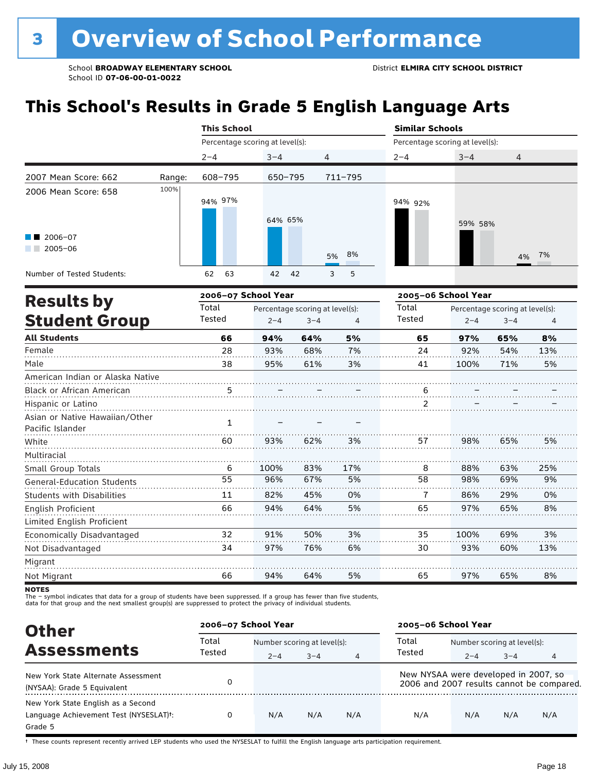# 3 Overview of School Performance

School **BROADWAY ELEMENTARY SCHOOL**
School ID **07-06-00-01-0022**

District **ELMIRA CITY SCHOOL DISTRICT**

## This School's Results in Grade 5 English Language Arts

| | This School | | | Similar Schools | | |
|---|---|---|---|---|---|---|
| | Percentage scoring at level(s): | | | Percentage scoring at level(s): | | |
| | 2–4 | 3–4 | 4 | 2–4 | 3–4 | 4 |
| 2007 Mean Score: 662 — Range: | 608–795 | 650–795 | 711–795 | | | |
| 2006–07 | 94% | 64% | 5% | 94% | 59% | 4% |
| 2005–06 | 97% | 65% | 8% | 92% | 58% | 7% |
| Number of Tested Students (2006–07) | 62 | 42 | 3 | | | |
| Number of Tested Students (2005–06) | 63 | 42 | 5 | | | |

2006 Mean Score: 658

## Results by Student Group

| | 2006–07 School Year | | | | 2005–06 School Year | | | |
|---|---|---|---|---|---|---|---|---|
| | Total Tested | Percentage scoring at level(s): 2–4 | 3–4 | 4 | Total Tested | Percentage scoring at level(s): 2–4 | 3–4 | 4 |
| **All Students** | **66** | **94%** | **64%** | **5%** | **65** | **97%** | **65%** | **8%** |
| Female | 28 | 93% | 68% | 7% | 24 | 92% | 54% | 13% |
| Male | 38 | 95% | 61% | 3% | 41 | 100% | 71% | 5% |
| American Indian or Alaska Native | | | | | | | | |
| Black or African American | 5 | – | – | – | 6 | – | – | – |
| Hispanic or Latino | | | | | 2 | – | – | – |
| Asian or Native Hawaiian/Other Pacific Islander | 1 | – | – | – | | | | |
| White | 60 | 93% | 62% | 3% | 57 | 98% | 65% | 5% |
| Multiracial | | | | | | | | |
| Small Group Totals | 6 | 100% | 83% | 17% | 8 | 88% | 63% | 25% |
| General-Education Students | 55 | 96% | 67% | 5% | 58 | 98% | 69% | 9% |
| Students with Disabilities | 11 | 82% | 45% | 0% | 7 | 86% | 29% | 0% |
| English Proficient | 66 | 94% | 64% | 5% | 65 | 97% | 65% | 8% |
| Limited English Proficient | | | | | | | | |
| Economically Disadvantaged | 32 | 91% | 50% | 3% | 35 | 100% | 69% | 3% |
| Not Disadvantaged | 34 | 97% | 76% | 6% | 30 | 93% | 60% | 13% |
| Migrant | | | | | | | | |
| Not Migrant | 66 | 94% | 64% | 5% | 65 | 97% | 65% | 8% |

**NOTES**
The – symbol indicates that data for a group of students have been suppressed. If a group has fewer than five students, data for that group and the next smallest group(s) are suppressed to protect the privacy of individual students.

## Other Assessments

| | 2006–07 School Year | | | | 2005–06 School Year | | | |
|---|---|---|---|---|---|---|---|---|
| | Total Tested | Number scoring at level(s): 2–4 | 3–4 | 4 | Total Tested | Number scoring at level(s): 2–4 | 3–4 | 4 |
| New York State Alternate Assessment (NYSAA): Grade 5 Equivalent | 0 | | | | New NYSAA were developed in 2007, so 2006 and 2007 results cannot be compared. | | | |
| New York State English as a Second Language Achievement Test (NYSESLAT)†: Grade 5 | 0 | N/A | N/A | N/A | N/A | N/A | N/A | N/A |

† These counts represent recently arrived LEP students who used the NYSESLAT to fulfill the English language arts participation requirement.

July 15, 2008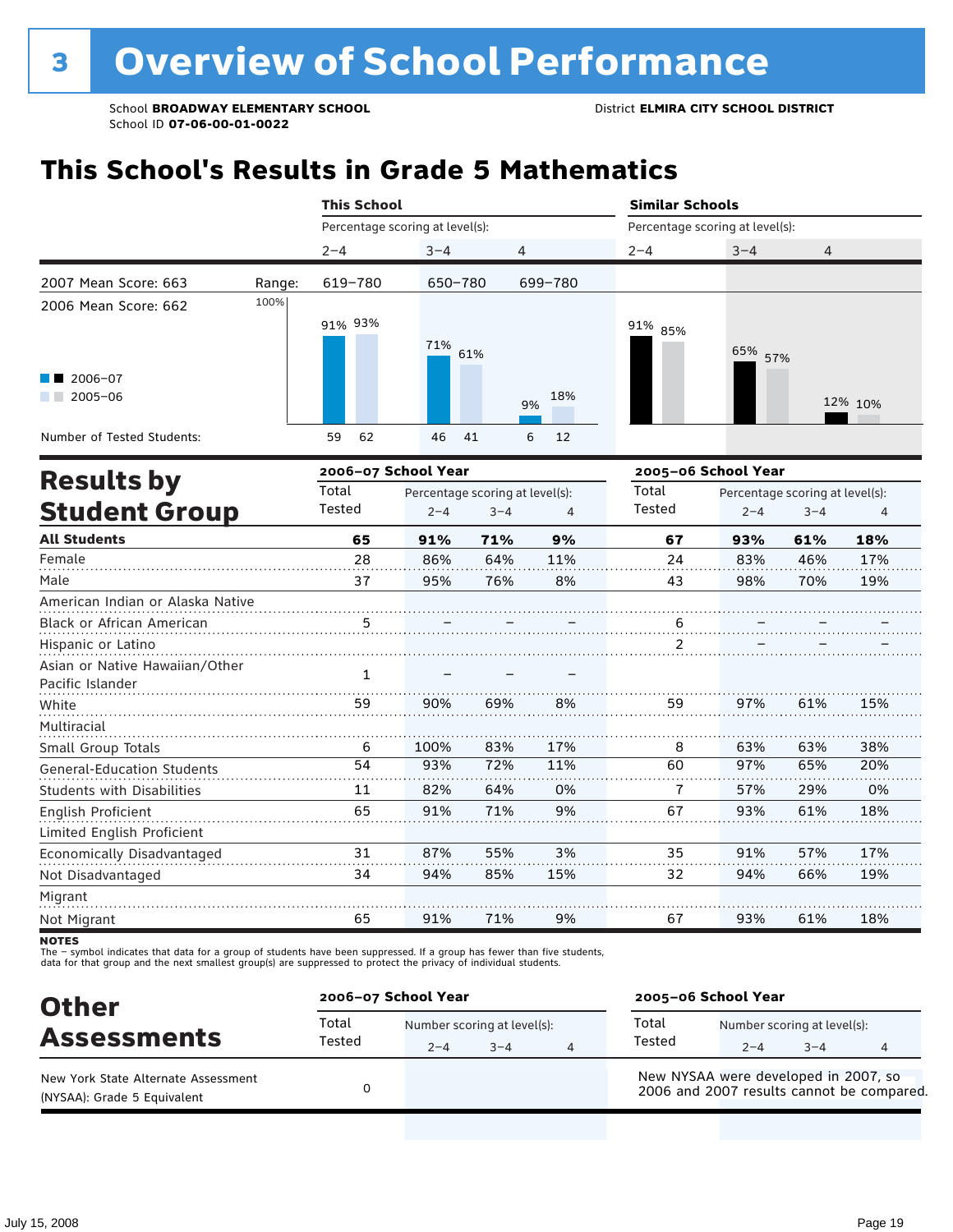# 3 Overview of School Performance

School **BROADWAY ELEMENTARY SCHOOL**
School ID **07-06-00-01-0022**

District **ELMIRA CITY SCHOOL DISTRICT**

## This School's Results in Grade 5 Mathematics

This School — Percentage scoring at level(s):

2–4
3–4
4

Similar Schools — Percentage scoring at level(s):

2–4
3–4
4

2007 Mean Score: 663
2006 Mean Score: 662

Range: 619–780, 650–780, 699–780

100%

■ 2006–07
■ 2005–06

This School: 91% 93% | 71% 61% | 9% 18%

Similar Schools: 91% 85% | 65% 57% | 12% 10%

Number of Tested Students: 59 62 | 46 41 | 6 12

## Results by Student Group

| | 2006–07 School Year | | | | 2005–06 School Year | | | |
|---|---|---|---|---|---|---|---|---|
| | Total Tested | Percentage scoring at level(s): 2–4 | 3–4 | 4 | Total Tested | Percentage scoring at level(s): 2–4 | 3–4 | 4 |
| **All Students** | **65** | **91%** | **71%** | **9%** | **67** | **93%** | **61%** | **18%** |
| Female | 28 | 86% | 64% | 11% | 24 | 83% | 46% | 17% |
| Male | 37 | 95% | 76% | 8% | 43 | 98% | 70% | 19% |
| American Indian or Alaska Native | | | | | | | | |
| Black or African American | 5 | – | – | – | 6 | – | – | – |
| Hispanic or Latino | | | | | 2 | – | – | – |
| Asian or Native Hawaiian/Other Pacific Islander | 1 | – | – | – | | | | |
| White | 59 | 90% | 69% | 8% | 59 | 97% | 61% | 15% |
| Multiracial | | | | | | | | |
| Small Group Totals | 6 | 100% | 83% | 17% | 8 | 63% | 63% | 38% |
| General-Education Students | 54 | 93% | 72% | 11% | 60 | 97% | 65% | 20% |
| Students with Disabilities | 11 | 82% | 64% | 0% | 7 | 57% | 29% | 0% |
| English Proficient | 65 | 91% | 71% | 9% | 67 | 93% | 61% | 18% |
| Limited English Proficient | | | | | | | | |
| Economically Disadvantaged | 31 | 87% | 55% | 3% | 35 | 91% | 57% | 17% |
| Not Disadvantaged | 34 | 94% | 85% | 15% | 32 | 94% | 66% | 19% |
| Migrant | | | | | | | | |
| Not Migrant | 65 | 91% | 71% | 9% | 67 | 93% | 61% | 18% |

**NOTES**
The – symbol indicates that data for a group of students have been suppressed. If a group has fewer than five students, data for that group and the next smallest group(s) are suppressed to protect the privacy of individual students.

## Other Assessments

| | 2006–07 School Year | | | | 2005–06 School Year | | | |
|---|---|---|---|---|---|---|---|---|
| | Total Tested | Number scoring at level(s): 2–4 | 3–4 | 4 | Total Tested | Number scoring at level(s): 2–4 | 3–4 | 4 |
| New York State Alternate Assessment (NYSAA): Grade 5 Equivalent | 0 | | | | New NYSAA were developed in 2007, so 2006 and 2007 results cannot be compared. | | | |

July 15, 2008